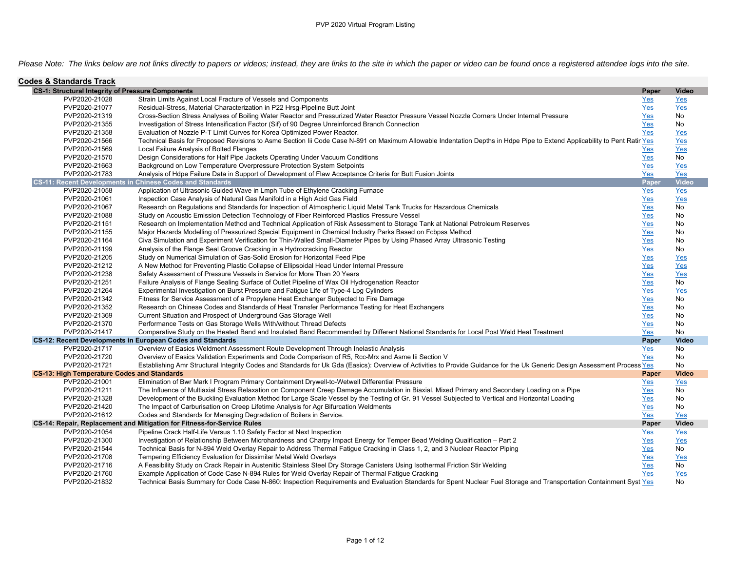*Please Note: The links below are not links directly to papers or videos; instead, they are links to the site in which the paper or video can be found once a registered attendee logs into the site.*

## Codes & Standards Track

| CS-1: Structural Integrity of Pressure Components | | Paper | Video |
|---|---|---|---|
| PVP2020-21028 | Strain Limits Against Local Fracture of Vessels and Components | Yes | Yes |
| PVP2020-21077 | Residual-Stress, Material Characterization in P22 Hrsg-Pipeline Butt Joint | Yes | Yes |
| PVP2020-21319 | Cross-Section Stress Analyses of Boiling Water Reactor and Pressurized Water Reactor Pressure Vessel Nozzle Corners Under Internal Pressure | Yes | No |
| PVP2020-21355 | Investigation of Stress Intensification Factor (Sif) of 90 Degree Unreinforced Branch Connection | Yes | No |
| PVP2020-21358 | Evaluation of Nozzle P-T Limit Curves for Korea Optimized Power Reactor. | Yes | Yes |
| PVP2020-21566 | Technical Basis for Proposed Revisions to Asme Section Iii Code Case N-891 on Maximum Allowable Indentation Depths in Hdpe Pipe to Extend Applicability to Pent Ratir | Yes | Yes |
| PVP2020-21569 | Local Failure Analysis of Bolted Flanges | Yes | Yes |
| PVP2020-21570 | Design Considerations for Half Pipe Jackets Operating Under Vacuum Conditions | Yes | No |
| PVP2020-21663 | Background on Low Temperature Overpressure Protection System Setpoints | Yes | Yes |
| PVP2020-21783 | Analysis of Hdpe Failure Data in Support of Development of Flaw Acceptance Criteria for Butt Fusion Joints | Yes | Yes |

| CS-11: Recent Developments in Chinese Codes and Standards | | Paper | Video |
|---|---|---|---|
| PVP2020-21058 | Application of Ultrasonic Guided Wave in Lmph Tube of Ethylene Cracking Furnace | Yes | Yes |
| PVP2020-21061 | Inspection Case Analysis of Natural Gas Manifold in a High Acid Gas Field | Yes | Yes |
| PVP2020-21067 | Research on Regulations and Standards for Inspection of Atmospheric Liquid Metal Tank Trucks for Hazardous Chemicals | Yes | No |
| PVP2020-21088 | Study on Acoustic Emission Detection Technology of Fiber Reinforced Plastics Pressure Vessel | Yes | No |
| PVP2020-21151 | Research on Implementation Method and Technical Application of Risk Assessment to Storage Tank at National Petroleum Reserves | Yes | No |
| PVP2020-21155 | Major Hazards Modelling of Pressurized Special Equipment in Chemical Industry Parks Based on Fcbpss Method | Yes | No |
| PVP2020-21164 | Civa Simulation and Experiment Verification for Thin-Walled Small-Diameter Pipes by Using Phased Array Ultrasonic Testing | Yes | No |
| PVP2020-21199 | Analysis of the Flange Seal Groove Cracking in a Hydrocracking Reactor | Yes | No |
| PVP2020-21205 | Study on Numerical Simulation of Gas-Solid Erosion for Horizontal Feed Pipe | Yes | Yes |
| PVP2020-21212 | A New Method for Preventing Plastic Collapse of Ellipsoidal Head Under Internal Pressure | Yes | Yes |
| PVP2020-21238 | Safety Assessment of Pressure Vessels in Service for More Than 20 Years | Yes | Yes |
| PVP2020-21251 | Failure Analysis of Flange Sealing Surface of Outlet Pipeline of Wax Oil Hydrogenation Reactor | Yes | No |
| PVP2020-21264 | Experimental Investigation on Burst Pressure and Fatigue Life of Type-4 Lpg Cylinders | Yes | Yes |
| PVP2020-21342 | Fitness for Service Assessment of a Propylene Heat Exchanger Subjected to Fire Damage | Yes | No |
| PVP2020-21352 | Research on Chinese Codes and Standards of Heat Transfer Performance Testing for Heat Exchangers | Yes | No |
| PVP2020-21369 | Current Situation and Prospect of Underground Gas Storage Well | Yes | No |
| PVP2020-21370 | Performance Tests on Gas Storage Wells With/without Thread Defects | Yes | No |
| PVP2020-21417 | Comparative Study on the Heated Band and Insulated Band Recommended by Different National Standards for Local Post Weld Heat Treatment | Yes | No |

| CS-12: Recent Developments in European Codes and Standards | | Paper | Video |
|---|---|---|---|
| PVP2020-21717 | Overview of Easics Weldment Assessment Route Development Through Inelastic Analysis | Yes | No |
| PVP2020-21720 | Overview of Easics Validation Experiments and Code Comparison of R5, Rcc-Mrx and Asme Iii Section V | Yes | No |
| PVP2020-21721 | Establishing Amr Structural Integrity Codes and Standards for Uk Gda (Easics): Overview of Activities to Provide Guidance for the Uk Generic Design Assessment Process | Yes | No |

| CS-13: High Temperature Codes and Standards | | Paper | Video |
|---|---|---|---|
| PVP2020-21001 | Elimination of Bwr Mark I Program Primary Containment Drywell-to-Wetwell Differential Pressure | Yes | Yes |
| PVP2020-21211 | The Influence of Multiaxial Stress Relaxation on Component Creep Damage Accumulation in Biaxial, Mixed Primary and Secondary Loading on a Pipe | Yes | No |
| PVP2020-21328 | Development of the Buckling Evaluation Method for Large Scale Vessel by the Testing of Gr. 91 Vessel Subjected to Vertical and Horizontal Loading | Yes | No |
| PVP2020-21420 | The Impact of Carburisation on Creep Lifetime Analysis for Agr Bifurcation Weldments | Yes | No |
| PVP2020-21612 | Codes and Standards for Managing Degradation of Boilers in Service. | Yes | Yes |

| CS-14: Repair, Replacement and Mitigation for Fitness-for-Service Rules | | Paper | Video |
|---|---|---|---|
| PVP2020-21054 | Pipeline Crack Half-Life Versus 1.10 Safety Factor at Next Inspection | Yes | Yes |
| PVP2020-21300 | Investigation of Relationship Between Microhardness and Charpy Impact Energy for Temper Bead Welding Qualification – Part 2 | Yes | Yes |
| PVP2020-21544 | Technical Basis for N-894 Weld Overlay Repair to Address Thermal Fatigue Cracking in Class 1, 2, and 3 Nuclear Reactor Piping | Yes | No |
| PVP2020-21708 | Tempering Efficiency Evaluation for Dissimilar Metal Weld Overlays | Yes | Yes |
| PVP2020-21716 | A Feasibility Study on Crack Repair in Austenitic Stainless Steel Dry Storage Canisters Using Isothermal Friction Stir Welding | Yes | No |
| PVP2020-21760 | Example Application of Code Case N-894 Rules for Weld Overlay Repair of Thermal Fatigue Cracking | Yes | Yes |
| PVP2020-21832 | Technical Basis Summary for Code Case N-860: Inspection Requirements and Evaluation Standards for Spent Nuclear Fuel Storage and Transportation Containment Syst | Yes | No |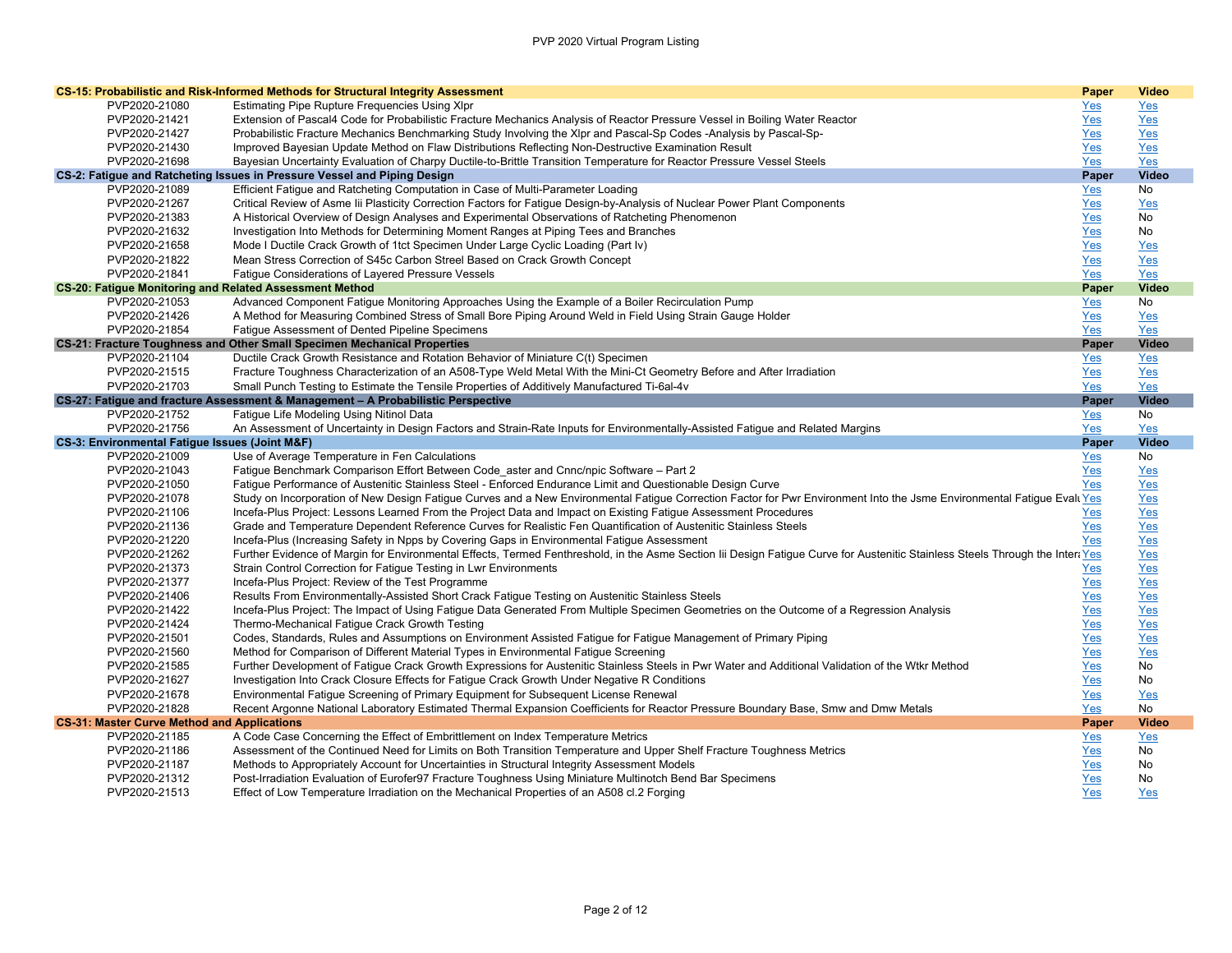| CS-15: Probabilistic and Risk-Informed Methods for Structural Integrity Assessment | | Paper | Video |
|---|---|---|---|
| PVP2020-21080 | Estimating Pipe Rupture Frequencies Using Xlpr | Yes | Yes |
| PVP2020-21421 | Extension of Pascal4 Code for Probabilistic Fracture Mechanics Analysis of Reactor Pressure Vessel in Boiling Water Reactor | Yes | Yes |
| PVP2020-21427 | Probabilistic Fracture Mechanics Benchmarking Study Involving the Xlpr and Pascal-Sp Codes -Analysis by Pascal-Sp- | Yes | Yes |
| PVP2020-21430 | Improved Bayesian Update Method on Flaw Distributions Reflecting Non-Destructive Examination Result | Yes | Yes |
| PVP2020-21698 | Bayesian Uncertainty Evaluation of Charpy Ductile-to-Brittle Transition Temperature for Reactor Pressure Vessel Steels | Yes | Yes |
| **CS-2: Fatigue and Ratcheting Issues in Pressure Vessel and Piping Design** | | **Paper** | **Video** |
| PVP2020-21089 | Efficient Fatigue and Ratcheting Computation in Case of Multi-Parameter Loading | Yes | No |
| PVP2020-21267 | Critical Review of Asme Iii Plasticity Correction Factors for Fatigue Design-by-Analysis of Nuclear Power Plant Components | Yes | Yes |
| PVP2020-21383 | A Historical Overview of Design Analyses and Experimental Observations of Ratcheting Phenomenon | Yes | No |
| PVP2020-21632 | Investigation Into Methods for Determining Moment Ranges at Piping Tees and Branches | Yes | No |
| PVP2020-21658 | Mode I Ductile Crack Growth of 1tct Specimen Under Large Cyclic Loading (Part Iv) | Yes | Yes |
| PVP2020-21822 | Mean Stress Correction of S45c Carbon Streel Based on Crack Growth Concept | Yes | Yes |
| PVP2020-21841 | Fatigue Considerations of Layered Pressure Vessels | Yes | Yes |
| **CS-20: Fatigue Monitoring and Related Assessment Method** | | **Paper** | **Video** |
| PVP2020-21053 | Advanced Component Fatigue Monitoring Approaches Using the Example of a Boiler Recirculation Pump | Yes | No |
| PVP2020-21426 | A Method for Measuring Combined Stress of Small Bore Piping Around Weld in Field Using Strain Gauge Holder | Yes | Yes |
| PVP2020-21854 | Fatigue Assessment of Dented Pipeline Specimens | Yes | Yes |
| **CS-21: Fracture Toughness and Other Small Specimen Mechanical Properties** | | **Paper** | **Video** |
| PVP2020-21104 | Ductile Crack Growth Resistance and Rotation Behavior of Miniature C(t) Specimen | Yes | Yes |
| PVP2020-21515 | Fracture Toughness Characterization of an A508-Type Weld Metal With the Mini-Ct Geometry Before and After Irradiation | Yes | Yes |
| PVP2020-21703 | Small Punch Testing to Estimate the Tensile Properties of Additively Manufactured Ti-6al-4v | Yes | Yes |
| **CS-27: Fatigue and fracture Assessment & Management – A Probabilistic Perspective** | | **Paper** | **Video** |
| PVP2020-21752 | Fatigue Life Modeling Using Nitinol Data | Yes | No |
| PVP2020-21756 | An Assessment of Uncertainty in Design Factors and Strain-Rate Inputs for Environmentally-Assisted Fatigue and Related Margins | Yes | Yes |
| **CS-3: Environmental Fatigue Issues (Joint M&F)** | | **Paper** | **Video** |
| PVP2020-21009 | Use of Average Temperature in Fen Calculations | Yes | No |
| PVP2020-21043 | Fatigue Benchmark Comparison Effort Between Code_aster and Cnnc/npic Software – Part 2 | Yes | Yes |
| PVP2020-21050 | Fatigue Performance of Austenitic Stainless Steel - Enforced Endurance Limit and Questionable Design Curve | Yes | Yes |
| PVP2020-21078 | Study on Incorporation of New Design Fatigue Curves and a New Environmental Fatigue Correction Factor for Pwr Environment Into the Jsme Environmental Fatigue Evalu | Yes | Yes |
| PVP2020-21106 | Incefa-Plus Project: Lessons Learned From the Project Data and Impact on Existing Fatigue Assessment Procedures | Yes | Yes |
| PVP2020-21136 | Grade and Temperature Dependent Reference Curves for Realistic Fen Quantification of Austenitic Stainless Steels | Yes | Yes |
| PVP2020-21220 | Incefa-Plus (Increasing Safety in Npps by Covering Gaps in Environmental Fatigue Assessment | Yes | Yes |
| PVP2020-21262 | Further Evidence of Margin for Environmental Effects, Termed Fenthreshold, in the Asme Section Iii Design Fatigue Curve for Austenitic Stainless Steels Through the Intera | Yes | Yes |
| PVP2020-21373 | Strain Control Correction for Fatigue Testing in Lwr Environments | Yes | Yes |
| PVP2020-21377 | Incefa-Plus Project: Review of the Test Programme | Yes | Yes |
| PVP2020-21406 | Results From Environmentally-Assisted Short Crack Fatigue Testing on Austenitic Stainless Steels | Yes | Yes |
| PVP2020-21422 | Incefa-Plus Project: The Impact of Using Fatigue Data Generated From Multiple Specimen Geometries on the Outcome of a Regression Analysis | Yes | Yes |
| PVP2020-21424 | Thermo-Mechanical Fatigue Crack Growth Testing | Yes | Yes |
| PVP2020-21501 | Codes, Standards, Rules and Assumptions on Environment Assisted Fatigue for Fatigue Management of Primary Piping | Yes | Yes |
| PVP2020-21560 | Method for Comparison of Different Material Types in Environmental Fatigue Screening | Yes | Yes |
| PVP2020-21585 | Further Development of Fatigue Crack Growth Expressions for Austenitic Stainless Steels in Pwr Water and Additional Validation of the Wtkr Method | Yes | No |
| PVP2020-21627 | Investigation Into Crack Closure Effects for Fatigue Crack Growth Under Negative R Conditions | Yes | No |
| PVP2020-21678 | Environmental Fatigue Screening of Primary Equipment for Subsequent License Renewal | Yes | Yes |
| PVP2020-21828 | Recent Argonne National Laboratory Estimated Thermal Expansion Coefficients for Reactor Pressure Boundary Base, Smw and Dmw Metals | Yes | No |
| **CS-31: Master Curve Method and Applications** | | **Paper** | **Video** |
| PVP2020-21185 | A Code Case Concerning the Effect of Embrittlement on Index Temperature Metrics | Yes | Yes |
| PVP2020-21186 | Assessment of the Continued Need for Limits on Both Transition Temperature and Upper Shelf Fracture Toughness Metrics | Yes | No |
| PVP2020-21187 | Methods to Appropriately Account for Uncertainties in Structural Integrity Assessment Models | Yes | No |
| PVP2020-21312 | Post-Irradiation Evaluation of Eurofer97 Fracture Toughness Using Miniature Multinotch Bend Bar Specimens | Yes | No |
| PVP2020-21513 | Effect of Low Temperature Irradiation on the Mechanical Properties of an A508 cl.2 Forging | Yes | Yes |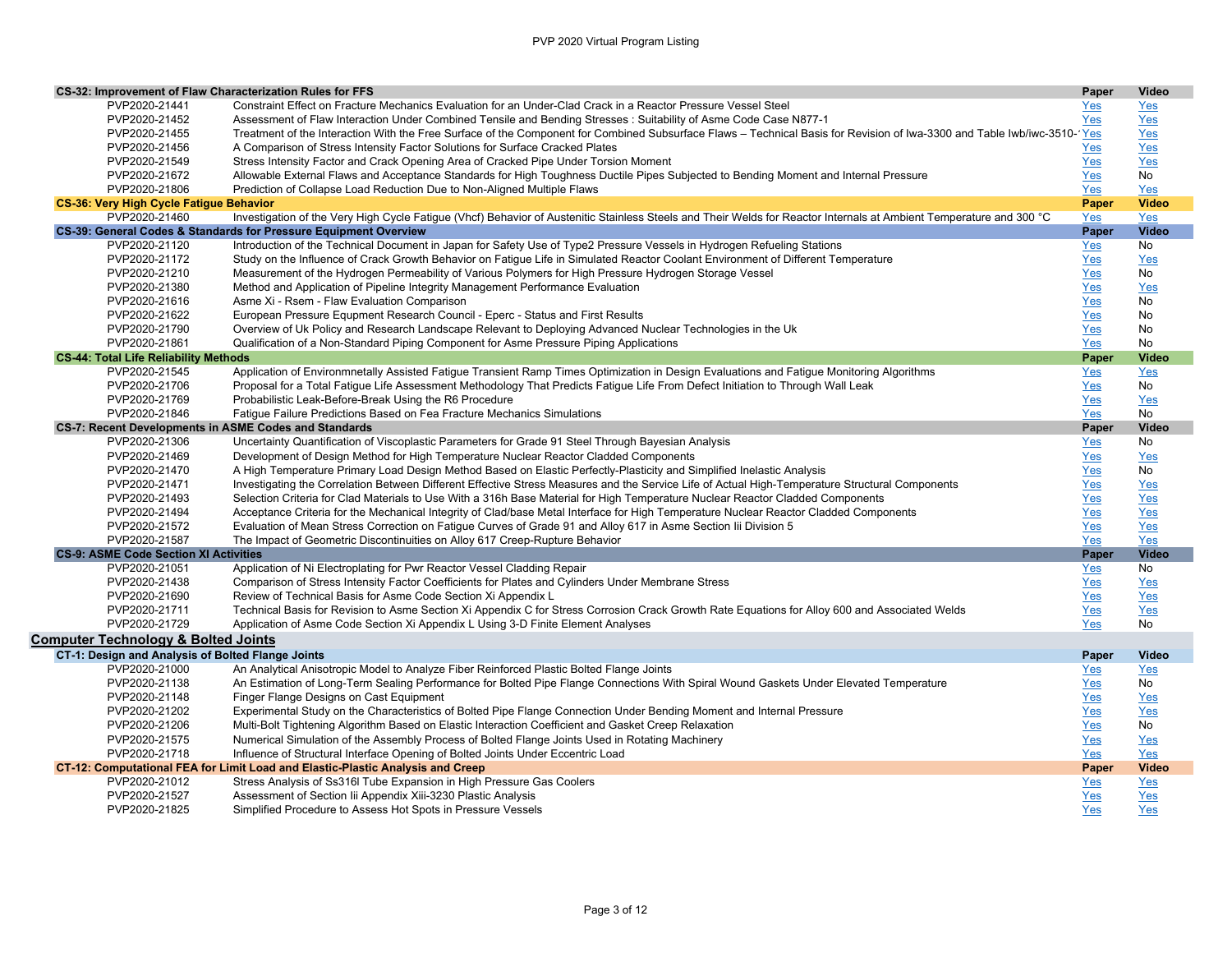| CS-32: Improvement of Flaw Characterization Rules for FFS | | Paper | Video |
|---|---|---|---|
| PVP2020-21441 | Constraint Effect on Fracture Mechanics Evaluation for an Under-Clad Crack in a Reactor Pressure Vessel Steel | Yes | Yes |
| PVP2020-21452 | Assessment of Flaw Interaction Under Combined Tensile and Bending Stresses : Suitability of Asme Code Case N877-1 | Yes | Yes |
| PVP2020-21455 | Treatment of the Interaction With the Free Surface of the Component for Combined Subsurface Flaws – Technical Basis for Revision of Iwa-3300 and Table Iwb/iwc-3510-1 | Yes | Yes |
| PVP2020-21456 | A Comparison of Stress Intensity Factor Solutions for Surface Cracked Plates | Yes | Yes |
| PVP2020-21549 | Stress Intensity Factor and Crack Opening Area of Cracked Pipe Under Torsion Moment | Yes | Yes |
| PVP2020-21672 | Allowable External Flaws and Acceptance Standards for High Toughness Ductile Pipes Subjected to Bending Moment and Internal Pressure | Yes | No |
| PVP2020-21806 | Prediction of Collapse Load Reduction Due to Non-Aligned Multiple Flaws | Yes | Yes |

| CS-36: Very High Cycle Fatigue Behavior | | Paper | Video |
|---|---|---|---|
| PVP2020-21460 | Investigation of the Very High Cycle Fatigue (Vhcf) Behavior of Austenitic Stainless Steels and Their Welds for Reactor Internals at Ambient Temperature and 300 °C | Yes | Yes |

| CS-39: General Codes & Standards for Pressure Equipment Overview | | Paper | Video |
|---|---|---|---|
| PVP2020-21120 | Introduction of the Technical Document in Japan for Safety Use of Type2 Pressure Vessels in Hydrogen Refueling Stations | Yes | No |
| PVP2020-21172 | Study on the Influence of Crack Growth Behavior on Fatigue Life in Simulated Reactor Coolant Environment of Different Temperature | Yes | Yes |
| PVP2020-21210 | Measurement of the Hydrogen Permeability of Various Polymers for High Pressure Hydrogen Storage Vessel | Yes | No |
| PVP2020-21380 | Method and Application of Pipeline Integrity Management Performance Evaluation | Yes | Yes |
| PVP2020-21616 | Asme Xi - Rsem - Flaw Evaluation Comparison | Yes | No |
| PVP2020-21622 | European Pressure Equpment Research Council - Eperc - Status and First Results | Yes | No |
| PVP2020-21790 | Overview of Uk Policy and Research Landscape Relevant to Deploying Advanced Nuclear Technologies in the Uk | Yes | No |
| PVP2020-21861 | Qualification of a Non-Standard Piping Component for Asme Pressure Piping Applications | Yes | No |

| CS-44: Total Life Reliability Methods | | Paper | Video |
|---|---|---|---|
| PVP2020-21545 | Application of Environmnetally Assisted Fatigue Transient Ramp Times Optimization in Design Evaluations and Fatigue Monitoring Algorithms | Yes | Yes |
| PVP2020-21706 | Proposal for a Total Fatigue Life Assessment Methodology That Predicts Fatigue Life From Defect Initiation to Through Wall Leak | Yes | No |
| PVP2020-21769 | Probabilistic Leak-Before-Break Using the R6 Procedure | Yes | Yes |
| PVP2020-21846 | Fatigue Failure Predictions Based on Fea Fracture Mechanics Simulations | Yes | No |

| CS-7: Recent Developments in ASME Codes and Standards | | Paper | Video |
|---|---|---|---|
| PVP2020-21306 | Uncertainty Quantification of Viscoplastic Parameters for Grade 91 Steel Through Bayesian Analysis | Yes | No |
| PVP2020-21469 | Development of Design Method for High Temperature Nuclear Reactor Cladded Components | Yes | Yes |
| PVP2020-21470 | A High Temperature Primary Load Design Method Based on Elastic Perfectly-Plasticity and Simplified Inelastic Analysis | Yes | No |
| PVP2020-21471 | Investigating the Correlation Between Different Effective Stress Measures and the Service Life of Actual High-Temperature Structural Components | Yes | Yes |
| PVP2020-21493 | Selection Criteria for Clad Materials to Use With a 316h Base Material for High Temperature Nuclear Reactor Cladded Components | Yes | Yes |
| PVP2020-21494 | Acceptance Criteria for the Mechanical Integrity of Clad/base Metal Interface for High Temperature Nuclear Reactor Cladded Components | Yes | Yes |
| PVP2020-21572 | Evaluation of Mean Stress Correction on Fatigue Curves of Grade 91 and Alloy 617 in Asme Section Iii Division 5 | Yes | Yes |
| PVP2020-21587 | The Impact of Geometric Discontinuities on Alloy 617 Creep-Rupture Behavior | Yes | Yes |

| CS-9: ASME Code Section XI Activities | | Paper | Video |
|---|---|---|---|
| PVP2020-21051 | Application of Ni Electroplating for Pwr Reactor Vessel Cladding Repair | Yes | No |
| PVP2020-21438 | Comparison of Stress Intensity Factor Coefficients for Plates and Cylinders Under Membrane Stress | Yes | Yes |
| PVP2020-21690 | Review of Technical Basis for Asme Code Section Xi Appendix L | Yes | Yes |
| PVP2020-21711 | Technical Basis for Revision to Asme Section Xi Appendix C for Stress Corrosion Crack Growth Rate Equations for Alloy 600 and Associated Welds | Yes | Yes |
| PVP2020-21729 | Application of Asme Code Section Xi Appendix L Using 3-D Finite Element Analyses | Yes | No |

## Computer Technology & Bolted Joints

| CT-1: Design and Analysis of Bolted Flange Joints | | Paper | Video |
|---|---|---|---|
| PVP2020-21000 | An Analytical Anisotropic Model to Analyze Fiber Reinforced Plastic Bolted Flange Joints | Yes | Yes |
| PVP2020-21138 | An Estimation of Long-Term Sealing Performance for Bolted Pipe Flange Connections With Spiral Wound Gaskets Under Elevated Temperature | Yes | No |
| PVP2020-21148 | Finger Flange Designs on Cast Equipment | Yes | Yes |
| PVP2020-21202 | Experimental Study on the Characteristics of Bolted Pipe Flange Connection Under Bending Moment and Internal Pressure | Yes | Yes |
| PVP2020-21206 | Multi-Bolt Tightening Algorithm Based on Elastic Interaction Coefficient and Gasket Creep Relaxation | Yes | No |
| PVP2020-21575 | Numerical Simulation of the Assembly Process of Bolted Flange Joints Used in Rotating Machinery | Yes | Yes |
| PVP2020-21718 | Influence of Structural Interface Opening of Bolted Joints Under Eccentric Load | Yes | Yes |

| CT-12: Computational FEA for Limit Load and Elastic-Plastic Analysis and Creep | | Paper | Video |
|---|---|---|---|
| PVP2020-21012 | Stress Analysis of Ss316l Tube Expansion in High Pressure Gas Coolers | Yes | Yes |
| PVP2020-21527 | Assessment of Section Iii Appendix Xiii-3230 Plastic Analysis | Yes | Yes |
| PVP2020-21825 | Simplified Procedure to Assess Hot Spots in Pressure Vessels | Yes | Yes |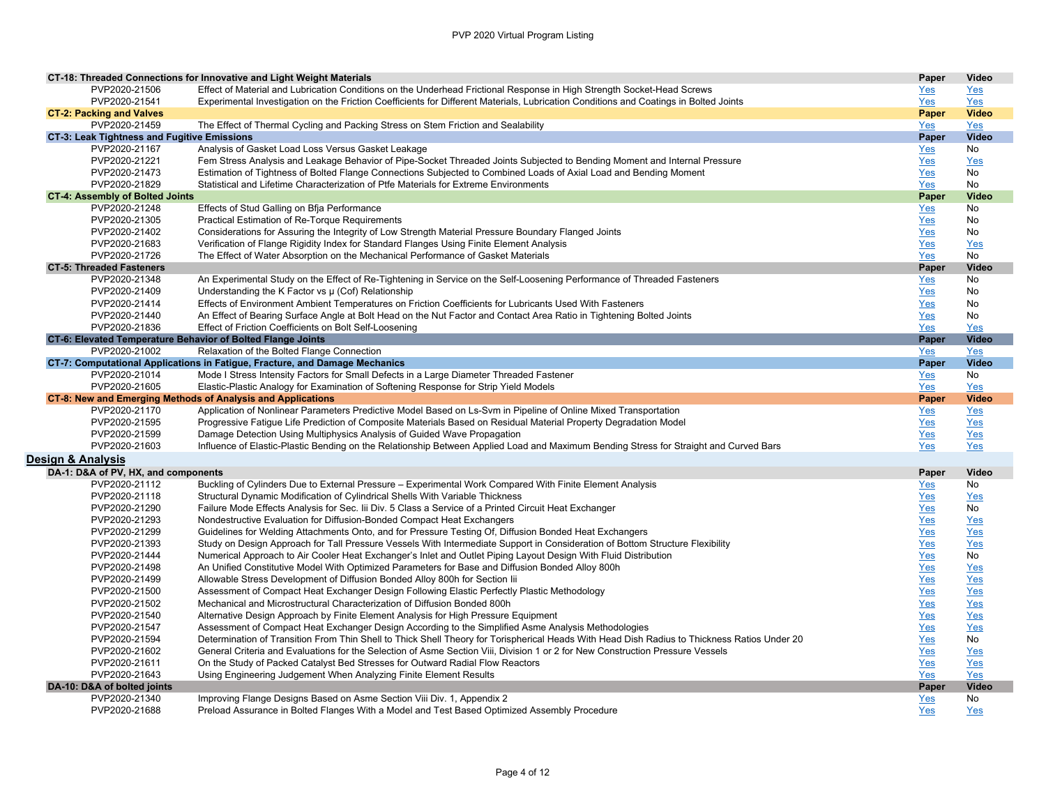| CT-18: Threaded Connections for Innovative and Light Weight Materials | | Paper | Video |
|---|---|---|---|
| PVP2020-21506 | Effect of Material and Lubrication Conditions on the Underhead Frictional Response in High Strength Socket-Head Screws | Yes | Yes |
| PVP2020-21541 | Experimental Investigation on the Friction Coefficients for Different Materials, Lubrication Conditions and Coatings in Bolted Joints | Yes | Yes |
| **CT-2: Packing and Valves** | | **Paper** | **Video** |
| PVP2020-21459 | The Effect of Thermal Cycling and Packing Stress on Stem Friction and Sealability | Yes | Yes |
| **CT-3: Leak Tightness and Fugitive Emissions** | | **Paper** | **Video** |
| PVP2020-21167 | Analysis of Gasket Load Loss Versus Gasket Leakage | Yes | No |
| PVP2020-21221 | Fem Stress Analysis and Leakage Behavior of Pipe-Socket Threaded Joints Subjected to Bending Moment and Internal Pressure | Yes | Yes |
| PVP2020-21473 | Estimation of Tightness of Bolted Flange Connections Subjected to Combined Loads of Axial Load and Bending Moment | Yes | No |
| PVP2020-21829 | Statistical and Lifetime Characterization of Ptfe Materials for Extreme Environments | Yes | No |
| **CT-4: Assembly of Bolted Joints** | | **Paper** | **Video** |
| PVP2020-21248 | Effects of Stud Galling on Bfja Performance | Yes | No |
| PVP2020-21305 | Practical Estimation of Re-Torque Requirements | Yes | No |
| PVP2020-21402 | Considerations for Assuring the Integrity of Low Strength Material Pressure Boundary Flanged Joints | Yes | No |
| PVP2020-21683 | Verification of Flange Rigidity Index for Standard Flanges Using Finite Element Analysis | Yes | Yes |
| PVP2020-21726 | The Effect of Water Absorption on the Mechanical Performance of Gasket Materials | Yes | No |
| **CT-5: Threaded Fasteners** | | **Paper** | **Video** |
| PVP2020-21348 | An Experimental Study on the Effect of Re-Tightening in Service on the Self-Loosening Performance of Threaded Fasteners | Yes | No |
| PVP2020-21409 | Understanding the K Factor vs μ (Cof) Relationship | Yes | No |
| PVP2020-21414 | Effects of Environment Ambient Temperatures on Friction Coefficients for Lubricants Used With Fasteners | Yes | No |
| PVP2020-21440 | An Effect of Bearing Surface Angle at Bolt Head on the Nut Factor and Contact Area Ratio in Tightening Bolted Joints | Yes | No |
| PVP2020-21836 | Effect of Friction Coefficients on Bolt Self-Loosening | Yes | Yes |
| **CT-6: Elevated Temperature Behavior of Bolted Flange Joints** | | **Paper** | **Video** |
| PVP2020-21002 | Relaxation of the Bolted Flange Connection | Yes | Yes |
| **CT-7: Computational Applications in Fatigue, Fracture, and Damage Mechanics** | | **Paper** | **Video** |
| PVP2020-21014 | Mode I Stress Intensity Factors for Small Defects in a Large Diameter Threaded Fastener | Yes | No |
| PVP2020-21605 | Elastic-Plastic Analogy for Examination of Softening Response for Strip Yield Models | Yes | Yes |
| **CT-8: New and Emerging Methods of Analysis and Applications** | | **Paper** | **Video** |
| PVP2020-21170 | Application of Nonlinear Parameters Predictive Model Based on Ls-Svm in Pipeline of Online Mixed Transportation | Yes | Yes |
| PVP2020-21595 | Progressive Fatigue Life Prediction of Composite Materials Based on Residual Material Property Degradation Model | Yes | Yes |
| PVP2020-21599 | Damage Detection Using Multiphysics Analysis of Guided Wave Propagation | Yes | Yes |
| PVP2020-21603 | Influence of Elastic-Plastic Bending on the Relationship Between Applied Load and Maximum Bending Stress for Straight and Curved Bars | Yes | Yes |

## Design & Analysis

| DA-1: D&A of PV, HX, and components | | Paper | Video |
|---|---|---|---|
| PVP2020-21112 | Buckling of Cylinders Due to External Pressure – Experimental Work Compared With Finite Element Analysis | Yes | No |
| PVP2020-21118 | Structural Dynamic Modification of Cylindrical Shells With Variable Thickness | Yes | Yes |
| PVP2020-21290 | Failure Mode Effects Analysis for Sec. Iii Div. 5 Class a Service of a Printed Circuit Heat Exchanger | Yes | No |
| PVP2020-21293 | Nondestructive Evaluation for Diffusion-Bonded Compact Heat Exchangers | Yes | Yes |
| PVP2020-21299 | Guidelines for Welding Attachments Onto, and for Pressure Testing Of, Diffusion Bonded Heat Exchangers | Yes | Yes |
| PVP2020-21393 | Study on Design Approach for Tall Pressure Vessels With Intermediate Support in Consideration of Bottom Structure Flexibility | Yes | Yes |
| PVP2020-21444 | Numerical Approach to Air Cooler Heat Exchanger's Inlet and Outlet Piping Layout Design With Fluid Distribution | Yes | No |
| PVP2020-21498 | An Unified Constitutive Model With Optimized Parameters for Base and Diffusion Bonded Alloy 800h | Yes | Yes |
| PVP2020-21499 | Allowable Stress Development of Diffusion Bonded Alloy 800h for Section Iii | Yes | Yes |
| PVP2020-21500 | Assessment of Compact Heat Exchanger Design Following Elastic Perfectly Plastic Methodology | Yes | Yes |
| PVP2020-21502 | Mechanical and Microstructural Characterization of Diffusion Bonded 800h | Yes | Yes |
| PVP2020-21540 | Alternative Design Approach by Finite Element Analysis for High Pressure Equipment | Yes | Yes |
| PVP2020-21547 | Assessment of Compact Heat Exchanger Design According to the Simplified Asme Analysis Methodologies | Yes | Yes |
| PVP2020-21594 | Determination of Transition From Thin Shell to Thick Shell Theory for Torispherical Heads With Head Dish Radius to Thickness Ratios Under 20 | Yes | No |
| PVP2020-21602 | General Criteria and Evaluations for the Selection of Asme Section Viii, Division 1 or 2 for New Construction Pressure Vessels | Yes | Yes |
| PVP2020-21611 | On the Study of Packed Catalyst Bed Stresses for Outward Radial Flow Reactors | Yes | Yes |
| PVP2020-21643 | Using Engineering Judgement When Analyzing Finite Element Results | Yes | Yes |
| **DA-10: D&A of bolted joints** | | **Paper** | **Video** |
| PVP2020-21340 | Improving Flange Designs Based on Asme Section Viii Div. 1, Appendix 2 | Yes | No |
| PVP2020-21688 | Preload Assurance in Bolted Flanges With a Model and Test Based Optimized Assembly Procedure | Yes | Yes |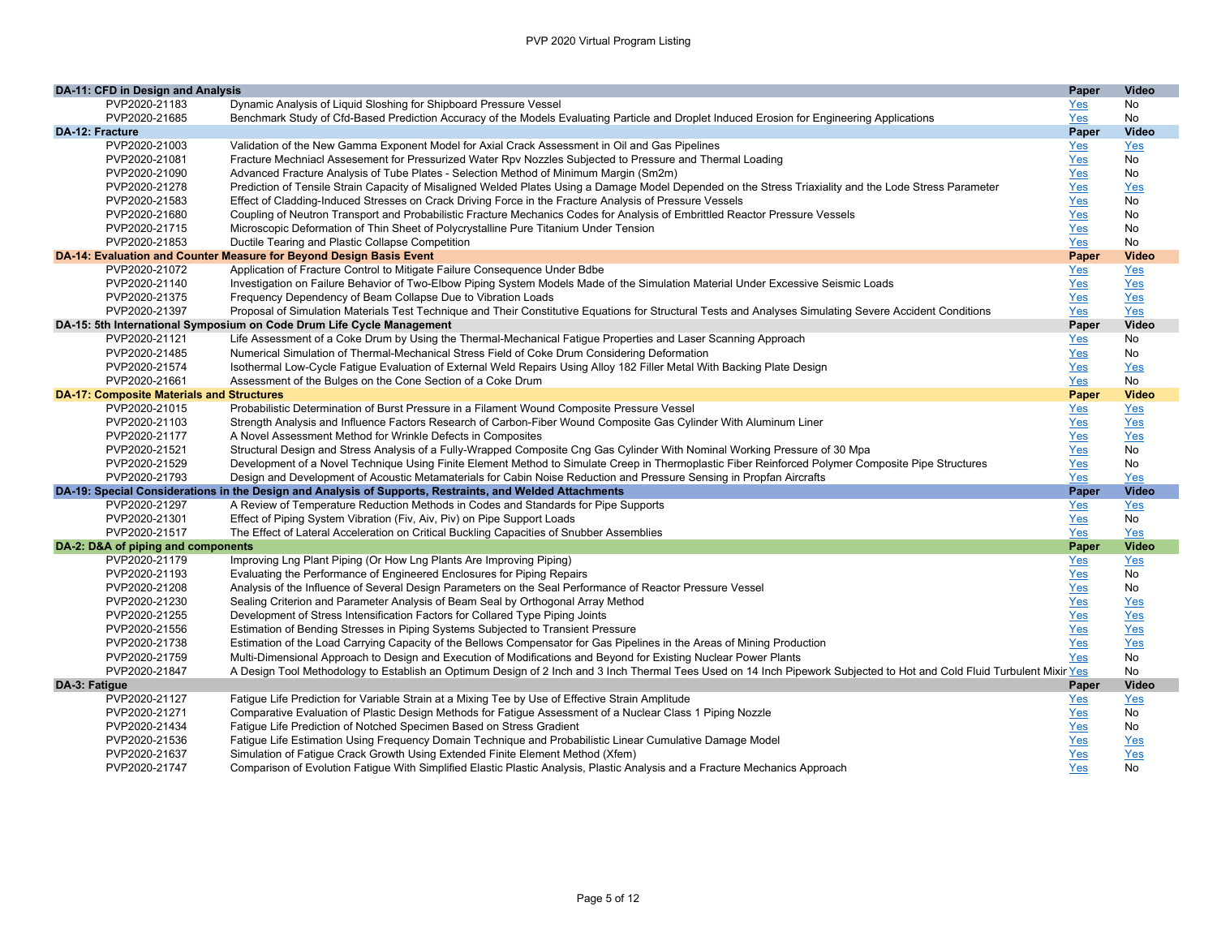| DA-11: CFD in Design and Analysis | | Paper | Video |
|---|---|---|---|
| PVP2020-21183 | Dynamic Analysis of Liquid Sloshing for Shipboard Pressure Vessel | Yes | No |
| PVP2020-21685 | Benchmark Study of Cfd-Based Prediction Accuracy of the Models Evaluating Particle and Droplet Induced Erosion for Engineering Applications | Yes | No |
| **DA-12: Fracture** | | **Paper** | **Video** |
| PVP2020-21003 | Validation of the New Gamma Exponent Model for Axial Crack Assessment in Oil and Gas Pipelines | Yes | Yes |
| PVP2020-21081 | Fracture Mechniacl Assesement for Pressurized Water Rpv Nozzles Subjected to Pressure and Thermal Loading | Yes | No |
| PVP2020-21090 | Advanced Fracture Analysis of Tube Plates - Selection Method of Minimum Margin (Sm2m) | Yes | No |
| PVP2020-21278 | Prediction of Tensile Strain Capacity of Misaligned Welded Plates Using a Damage Model Depended on the Stress Triaxiality and the Lode Stress Parameter | Yes | Yes |
| PVP2020-21583 | Effect of Cladding-Induced Stresses on Crack Driving Force in the Fracture Analysis of Pressure Vessels | Yes | No |
| PVP2020-21680 | Coupling of Neutron Transport and Probabilistic Fracture Mechanics Codes for Analysis of Embrittled Reactor Pressure Vessels | Yes | No |
| PVP2020-21715 | Microscopic Deformation of Thin Sheet of Polycrystalline Pure Titanium Under Tension | Yes | No |
| PVP2020-21853 | Ductile Tearing and Plastic Collapse Competition | Yes | No |
| **DA-14: Evaluation and Counter Measure for Beyond Design Basis Event** | | **Paper** | **Video** |
| PVP2020-21072 | Application of Fracture Control to Mitigate Failure Consequence Under Bdbe | Yes | Yes |
| PVP2020-21140 | Investigation on Failure Behavior of Two-Elbow Piping System Models Made of the Simulation Material Under Excessive Seismic Loads | Yes | Yes |
| PVP2020-21375 | Frequency Dependency of Beam Collapse Due to Vibration Loads | Yes | Yes |
| PVP2020-21397 | Proposal of Simulation Materials Test Technique and Their Constitutive Equations for Structural Tests and Analyses Simulating Severe Accident Conditions | Yes | Yes |
| **DA-15: 5th International Symposium on Code Drum Life Cycle Management** | | **Paper** | **Video** |
| PVP2020-21121 | Life Assessment of a Coke Drum by Using the Thermal-Mechanical Fatigue Properties and Laser Scanning Approach | Yes | No |
| PVP2020-21485 | Numerical Simulation of Thermal-Mechanical Stress Field of Coke Drum Considering Deformation | Yes | No |
| PVP2020-21574 | Isothermal Low-Cycle Fatigue Evaluation of External Weld Repairs Using Alloy 182 Filler Metal With Backing Plate Design | Yes | Yes |
| PVP2020-21661 | Assessment of the Bulges on the Cone Section of a Coke Drum | Yes | No |
| **DA-17: Composite Materials and Structures** | | **Paper** | **Video** |
| PVP2020-21015 | Probabilistic Determination of Burst Pressure in a Filament Wound Composite Pressure Vessel | Yes | Yes |
| PVP2020-21103 | Strength Analysis and Influence Factors Research of Carbon-Fiber Wound Composite Gas Cylinder With Aluminum Liner | Yes | Yes |
| PVP2020-21177 | A Novel Assessment Method for Wrinkle Defects in Composites | Yes | Yes |
| PVP2020-21521 | Structural Design and Stress Analysis of a Fully-Wrapped Composite Cng Gas Cylinder With Nominal Working Pressure of 30 Mpa | Yes | No |
| PVP2020-21529 | Development of a Novel Technique Using Finite Element Method to Simulate Creep in Thermoplastic Fiber Reinforced Polymer Composite Pipe Structures | Yes | No |
| PVP2020-21793 | Design and Development of Acoustic Metamaterials for Cabin Noise Reduction and Pressure Sensing in Propfan Aircrafts | Yes | Yes |
| **DA-19: Special Considerations in the Design and Analysis of Supports, Restraints, and Welded Attachments** | | **Paper** | **Video** |
| PVP2020-21297 | A Review of Temperature Reduction Methods in Codes and Standards for Pipe Supports | Yes | Yes |
| PVP2020-21301 | Effect of Piping System Vibration (Fiv, Aiv, Piv) on Pipe Support Loads | Yes | No |
| PVP2020-21517 | The Effect of Lateral Acceleration on Critical Buckling Capacities of Snubber Assemblies | Yes | Yes |
| **DA-2: D&A of piping and components** | | **Paper** | **Video** |
| PVP2020-21179 | Improving Lng Plant Piping (Or How Lng Plants Are Improving Piping) | Yes | Yes |
| PVP2020-21193 | Evaluating the Performance of Engineered Enclosures for Piping Repairs | Yes | No |
| PVP2020-21208 | Analysis of the Influence of Several Design Parameters on the Seal Performance of Reactor Pressure Vessel | Yes | No |
| PVP2020-21230 | Sealing Criterion and Parameter Analysis of Beam Seal by Orthogonal Array Method | Yes | Yes |
| PVP2020-21255 | Development of Stress Intensification Factors for Collared Type Piping Joints | Yes | Yes |
| PVP2020-21556 | Estimation of Bending Stresses in Piping Systems Subjected to Transient Pressure | Yes | Yes |
| PVP2020-21738 | Estimation of the Load Carrying Capacity of the Bellows Compensator for Gas Pipelines in the Areas of Mining Production | Yes | Yes |
| PVP2020-21759 | Multi-Dimensional Approach to Design and Execution of Modifications and Beyond for Existing Nuclear Power Plants | Yes | No |
| PVP2020-21847 | A Design Tool Methodology to Establish an Optimum Design of 2 Inch and 3 Inch Thermal Tees Used on 14 Inch Pipework Subjected to Hot and Cold Fluid Turbulent Mixir | Yes | No |
| **DA-3: Fatigue** | | **Paper** | **Video** |
| PVP2020-21127 | Fatigue Life Prediction for Variable Strain at a Mixing Tee by Use of Effective Strain Amplitude | Yes | Yes |
| PVP2020-21271 | Comparative Evaluation of Plastic Design Methods for Fatigue Assessment of a Nuclear Class 1 Piping Nozzle | Yes | No |
| PVP2020-21434 | Fatigue Life Prediction of Notched Specimen Based on Stress Gradient | Yes | No |
| PVP2020-21536 | Fatigue Life Estimation Using Frequency Domain Technique and Probabilistic Linear Cumulative Damage Model | Yes | Yes |
| PVP2020-21637 | Simulation of Fatigue Crack Growth Using Extended Finite Element Method (Xfem) | Yes | Yes |
| PVP2020-21747 | Comparison of Evolution Fatigue With Simplified Elastic Plastic Analysis, Plastic Analysis and a Fracture Mechanics Approach | Yes | No |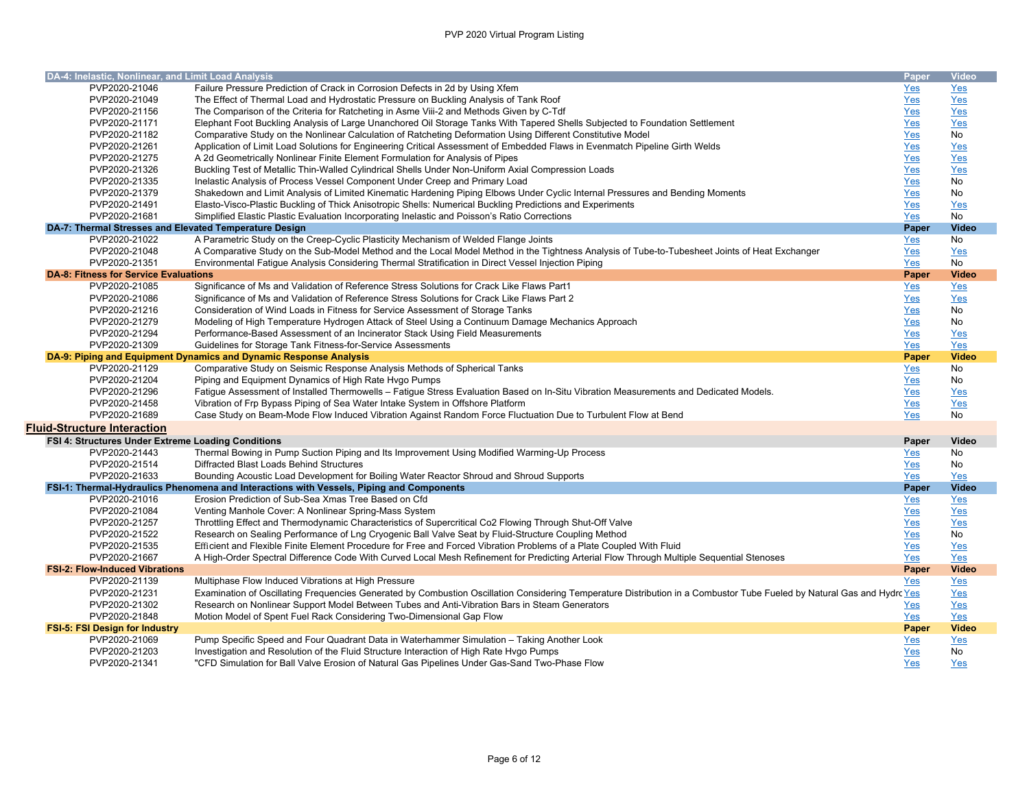| DA-4: Inelastic, Nonlinear, and Limit Load Analysis | | Paper | Video |
|---|---|---|---|
| PVP2020-21046 | Failure Pressure Prediction of Crack in Corrosion Defects in 2d by Using Xfem | Yes | Yes |
| PVP2020-21049 | The Effect of Thermal Load and Hydrostatic Pressure on Buckling Analysis of Tank Roof | Yes | Yes |
| PVP2020-21156 | The Comparison of the Criteria for Ratcheting in Asme Viii-2 and Methods Given by C-Tdf | Yes | Yes |
| PVP2020-21171 | Elephant Foot Buckling Analysis of Large Unanchored Oil Storage Tanks With Tapered Shells Subjected to Foundation Settlement | Yes | Yes |
| PVP2020-21182 | Comparative Study on the Nonlinear Calculation of Ratcheting Deformation Using Different Constitutive Model | Yes | No |
| PVP2020-21261 | Application of Limit Load Solutions for Engineering Critical Assessment of Embedded Flaws in Evenmatch Pipeline Girth Welds | Yes | Yes |
| PVP2020-21275 | A 2d Geometrically Nonlinear Finite Element Formulation for Analysis of Pipes | Yes | Yes |
| PVP2020-21326 | Buckling Test of Metallic Thin-Walled Cylindrical Shells Under Non-Uniform Axial Compression Loads | Yes | Yes |
| PVP2020-21335 | Inelastic Analysis of Process Vessel Component Under Creep and Primary Load | Yes | No |
| PVP2020-21379 | Shakedown and Limit Analysis of Limited Kinematic Hardening Piping Elbows Under Cyclic Internal Pressures and Bending Moments | Yes | No |
| PVP2020-21491 | Elasto-Visco-Plastic Buckling of Thick Anisotropic Shells: Numerical Buckling Predictions and Experiments | Yes | Yes |
| PVP2020-21681 | Simplified Elastic Plastic Evaluation Incorporating Inelastic and Poisson's Ratio Corrections | Yes | No |
| **DA-7: Thermal Stresses and Elevated Temperature Design** | | **Paper** | **Video** |
| PVP2020-21022 | A Parametric Study on the Creep-Cyclic Plasticity Mechanism of Welded Flange Joints | Yes | No |
| PVP2020-21048 | A Comparative Study on the Sub-Model Method and the Local Model Method in the Tightness Analysis of Tube-to-Tubesheet Joints of Heat Exchanger | Yes | Yes |
| PVP2020-21351 | Environmental Fatigue Analysis Considering Thermal Stratification in Direct Vessel Injection Piping | Yes | No |
| **DA-8: Fitness for Service Evaluations** | | **Paper** | **Video** |
| PVP2020-21085 | Significance of Ms and Validation of Reference Stress Solutions for Crack Like Flaws Part1 | Yes | Yes |
| PVP2020-21086 | Significance of Ms and Validation of Reference Stress Solutions for Crack Like Flaws Part 2 | Yes | Yes |
| PVP2020-21216 | Consideration of Wind Loads in Fitness for Service Assessment of Storage Tanks | Yes | No |
| PVP2020-21279 | Modeling of High Temperature Hydrogen Attack of Steel Using a Continuum Damage Mechanics Approach | Yes | No |
| PVP2020-21294 | Performance-Based Assessment of an Incinerator Stack Using Field Measurements | Yes | Yes |
| PVP2020-21309 | Guidelines for Storage Tank Fitness-for-Service Assessments | Yes | Yes |
| **DA-9: Piping and Equipment Dynamics and Dynamic Response Analysis** | | **Paper** | **Video** |
| PVP2020-21129 | Comparative Study on Seismic Response Analysis Methods of Spherical Tanks | Yes | No |
| PVP2020-21204 | Piping and Equipment Dynamics of High Rate Hvgo Pumps | Yes | No |
| PVP2020-21296 | Fatigue Assessment of Installed Thermowells – Fatigue Stress Evaluation Based on In-Situ Vibration Measurements and Dedicated Models. | Yes | Yes |
| PVP2020-21458 | Vibration of Frp Bypass Piping of Sea Water Intake System in Offshore Platform | Yes | Yes |
| PVP2020-21689 | Case Study on Beam-Mode Flow Induced Vibration Against Random Force Fluctuation Due to Turbulent Flow at Bend | Yes | No |

## Fluid-Structure Interaction

| FSI 4: Structures Under Extreme Loading Conditions | | Paper | Video |
|---|---|---|---|
| PVP2020-21443 | Thermal Bowing in Pump Suction Piping and Its Improvement Using Modified Warming-Up Process | Yes | No |
| PVP2020-21514 | Diffracted Blast Loads Behind Structures | Yes | No |
| PVP2020-21633 | Bounding Acoustic Load Development for Boiling Water Reactor Shroud and Shroud Supports | Yes | Yes |
| **FSI-1: Thermal-Hydraulics Phenomena and Interactions with Vessels, Piping and Components** | | **Paper** | **Video** |
| PVP2020-21016 | Erosion Prediction of Sub-Sea Xmas Tree Based on Cfd | Yes | Yes |
| PVP2020-21084 | Venting Manhole Cover: A Nonlinear Spring-Mass System | Yes | Yes |
| PVP2020-21257 | Throttling Effect and Thermodynamic Characteristics of Supercritical Co2 Flowing Through Shut-Off Valve | Yes | Yes |
| PVP2020-21522 | Research on Sealing Performance of Lng Cryogenic Ball Valve Seat by Fluid-Structure Coupling Method | Yes | No |
| PVP2020-21535 | Efficient and Flexible Finite Element Procedure for Free and Forced Vibration Problems of a Plate Coupled With Fluid | Yes | Yes |
| PVP2020-21667 | A High-Order Spectral Difference Code With Curved Local Mesh Refinement for Predicting Arterial Flow Through Multiple Sequential Stenoses | Yes | Yes |
| **FSI-2: Flow-Induced Vibrations** | | **Paper** | **Video** |
| PVP2020-21139 | Multiphase Flow Induced Vibrations at High Pressure | Yes | Yes |
| PVP2020-21231 | Examination of Oscillating Frequencies Generated by Combustion Oscillation Considering Temperature Distribution in a Combustor Tube Fueled by Natural Gas and Hydro | Yes | Yes |
| PVP2020-21302 | Research on Nonlinear Support Model Between Tubes and Anti-Vibration Bars in Steam Generators | Yes | Yes |
| PVP2020-21848 | Motion Model of Spent Fuel Rack Considering Two-Dimensional Gap Flow | Yes | Yes |
| **FSI-5: FSI Design for Industry** | | **Paper** | **Video** |
| PVP2020-21069 | Pump Specific Speed and Four Quadrant Data in Waterhammer Simulation – Taking Another Look | Yes | Yes |
| PVP2020-21203 | Investigation and Resolution of the Fluid Structure Interaction of High Rate Hvgo Pumps | Yes | No |
| PVP2020-21341 | "CFD Simulation for Ball Valve Erosion of Natural Gas Pipelines Under Gas-Sand Two-Phase Flow | Yes | Yes |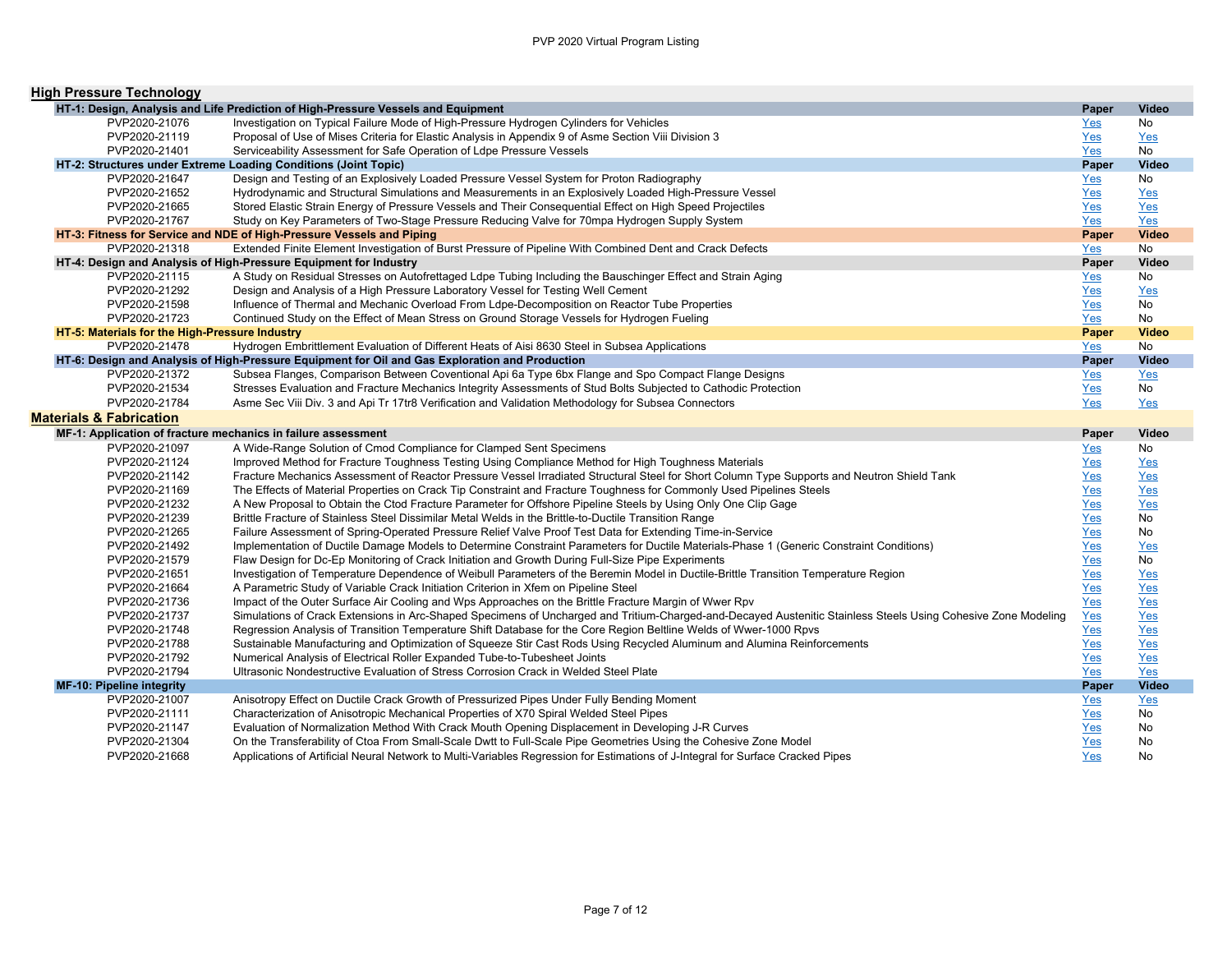## High Pressure Technology

### HT-1: Design, Analysis and Life Prediction of High-Pressure Vessels and Equipment

| ID | Title | Paper | Video |
|---|---|---|---|
| PVP2020-21076 | Investigation on Typical Failure Mode of High-Pressure Hydrogen Cylinders for Vehicles | Yes | No |
| PVP2020-21119 | Proposal of Use of Mises Criteria for Elastic Analysis in Appendix 9 of Asme Section Viii Division 3 | Yes | Yes |
| PVP2020-21401 | Serviceability Assessment for Safe Operation of Ldpe Pressure Vessels | Yes | No |

### HT-2: Structures under Extreme Loading Conditions (Joint Topic)

| ID | Title | Paper | Video |
|---|---|---|---|
| PVP2020-21647 | Design and Testing of an Explosively Loaded Pressure Vessel System for Proton Radiography | Yes | No |
| PVP2020-21652 | Hydrodynamic and Structural Simulations and Measurements in an Explosively Loaded High-Pressure Vessel | Yes | Yes |
| PVP2020-21665 | Stored Elastic Strain Energy of Pressure Vessels and Their Consequential Effect on High Speed Projectiles | Yes | Yes |
| PVP2020-21767 | Study on Key Parameters of Two-Stage Pressure Reducing Valve for 70mpa Hydrogen Supply System | Yes | Yes |

### HT-3: Fitness for Service and NDE of High-Pressure Vessels and Piping

| ID | Title | Paper | Video |
|---|---|---|---|
| PVP2020-21318 | Extended Finite Element Investigation of Burst Pressure of Pipeline With Combined Dent and Crack Defects | Yes | No |

### HT-4: Design and Analysis of High-Pressure Equipment for Industry

| ID | Title | Paper | Video |
|---|---|---|---|
| PVP2020-21115 | A Study on Residual Stresses on Autofrettaged Ldpe Tubing Including the Bauschinger Effect and Strain Aging | Yes | No |
| PVP2020-21292 | Design and Analysis of a High Pressure Laboratory Vessel for Testing Well Cement | Yes | Yes |
| PVP2020-21598 | Influence of Thermal and Mechanic Overload From Ldpe-Decomposition on Reactor Tube Properties | Yes | No |
| PVP2020-21723 | Continued Study on the Effect of Mean Stress on Ground Storage Vessels for Hydrogen Fueling | Yes | No |

### HT-5: Materials for the High-Pressure Industry

| ID | Title | Paper | Video |
|---|---|---|---|
| PVP2020-21478 | Hydrogen Embrittlement Evaluation of Different Heats of Aisi 8630 Steel in Subsea Applications | Yes | No |

### HT-6: Design and Analysis of High-Pressure Equipment for Oil and Gas Exploration and Production

| ID | Title | Paper | Video |
|---|---|---|---|
| PVP2020-21372 | Subsea Flanges, Comparison Between Coventional Api 6a Type 6bx Flange and Spo Compact Flange Designs | Yes | Yes |
| PVP2020-21534 | Stresses Evaluation and Fracture Mechanics Integrity Assessments of Stud Bolts Subjected to Cathodic Protection | Yes | No |
| PVP2020-21784 | Asme Sec Viii Div. 3 and Api Tr 17tr8 Verification and Validation Methodology for Subsea Connectors | Yes | Yes |

## Materials & Fabrication

### MF-1: Application of fracture mechanics in failure assessment

| ID | Title | Paper | Video |
|---|---|---|---|
| PVP2020-21097 | A Wide-Range Solution of Cmod Compliance for Clamped Sent Specimens | Yes | No |
| PVP2020-21124 | Improved Method for Fracture Toughness Testing Using Compliance Method for High Toughness Materials | Yes | Yes |
| PVP2020-21142 | Fracture Mechanics Assessment of Reactor Pressure Vessel Irradiated Structural Steel for Short Column Type Supports and Neutron Shield Tank | Yes | Yes |
| PVP2020-21169 | The Effects of Material Properties on Crack Tip Constraint and Fracture Toughness for Commonly Used Pipelines Steels | Yes | Yes |
| PVP2020-21232 | A New Proposal to Obtain the Ctod Fracture Parameter for Offshore Pipeline Steels by Using Only One Clip Gage | Yes | Yes |
| PVP2020-21239 | Brittle Fracture of Stainless Steel Dissimilar Metal Welds in the Brittle-to-Ductile Transition Range | Yes | No |
| PVP2020-21265 | Failure Assessment of Spring-Operated Pressure Relief Valve Proof Test Data for Extending Time-in-Service | Yes | No |
| PVP2020-21492 | Implementation of Ductile Damage Models to Determine Constraint Parameters for Ductile Materials-Phase 1 (Generic Constraint Conditions) | Yes | Yes |
| PVP2020-21579 | Flaw Design for Dc-Ep Monitoring of Crack Initiation and Growth During Full-Size Pipe Experiments | Yes | No |
| PVP2020-21651 | Investigation of Temperature Dependence of Weibull Parameters of the Beremin Model in Ductile-Brittle Transition Temperature Region | Yes | Yes |
| PVP2020-21664 | A Parametric Study of Variable Crack Initiation Criterion in Xfem on Pipeline Steel | Yes | Yes |
| PVP2020-21736 | Impact of the Outer Surface Air Cooling and Wps Approaches on the Brittle Fracture Margin of Wwer Rpv | Yes | Yes |
| PVP2020-21737 | Simulations of Crack Extensions in Arc-Shaped Specimens of Uncharged and Tritium-Charged-and-Decayed Austenitic Stainless Steels Using Cohesive Zone Modeling | Yes | Yes |
| PVP2020-21748 | Regression Analysis of Transition Temperature Shift Database for the Core Region Beltline Welds of Wwer-1000 Rpvs | Yes | Yes |
| PVP2020-21788 | Sustainable Manufacturing and Optimization of Squeeze Stir Cast Rods Using Recycled Aluminum and Alumina Reinforcements | Yes | Yes |
| PVP2020-21792 | Numerical Analysis of Electrical Roller Expanded Tube-to-Tubesheet Joints | Yes | Yes |
| PVP2020-21794 | Ultrasonic Nondestructive Evaluation of Stress Corrosion Crack in Welded Steel Plate | Yes | Yes |

### MF-10: Pipeline integrity

| ID | Title | Paper | Video |
|---|---|---|---|
| PVP2020-21007 | Anisotropy Effect on Ductile Crack Growth of Pressurized Pipes Under Fully Bending Moment | Yes | Yes |
| PVP2020-21111 | Characterization of Anisotropic Mechanical Properties of X70 Spiral Welded Steel Pipes | Yes | No |
| PVP2020-21147 | Evaluation of Normalization Method With Crack Mouth Opening Displacement in Developing J-R Curves | Yes | No |
| PVP2020-21304 | On the Transferability of Ctoa From Small-Scale Dwtt to Full-Scale Pipe Geometries Using the Cohesive Zone Model | Yes | No |
| PVP2020-21668 | Applications of Artificial Neural Network to Multi-Variables Regression for Estimations of J-Integral for Surface Cracked Pipes | Yes | No |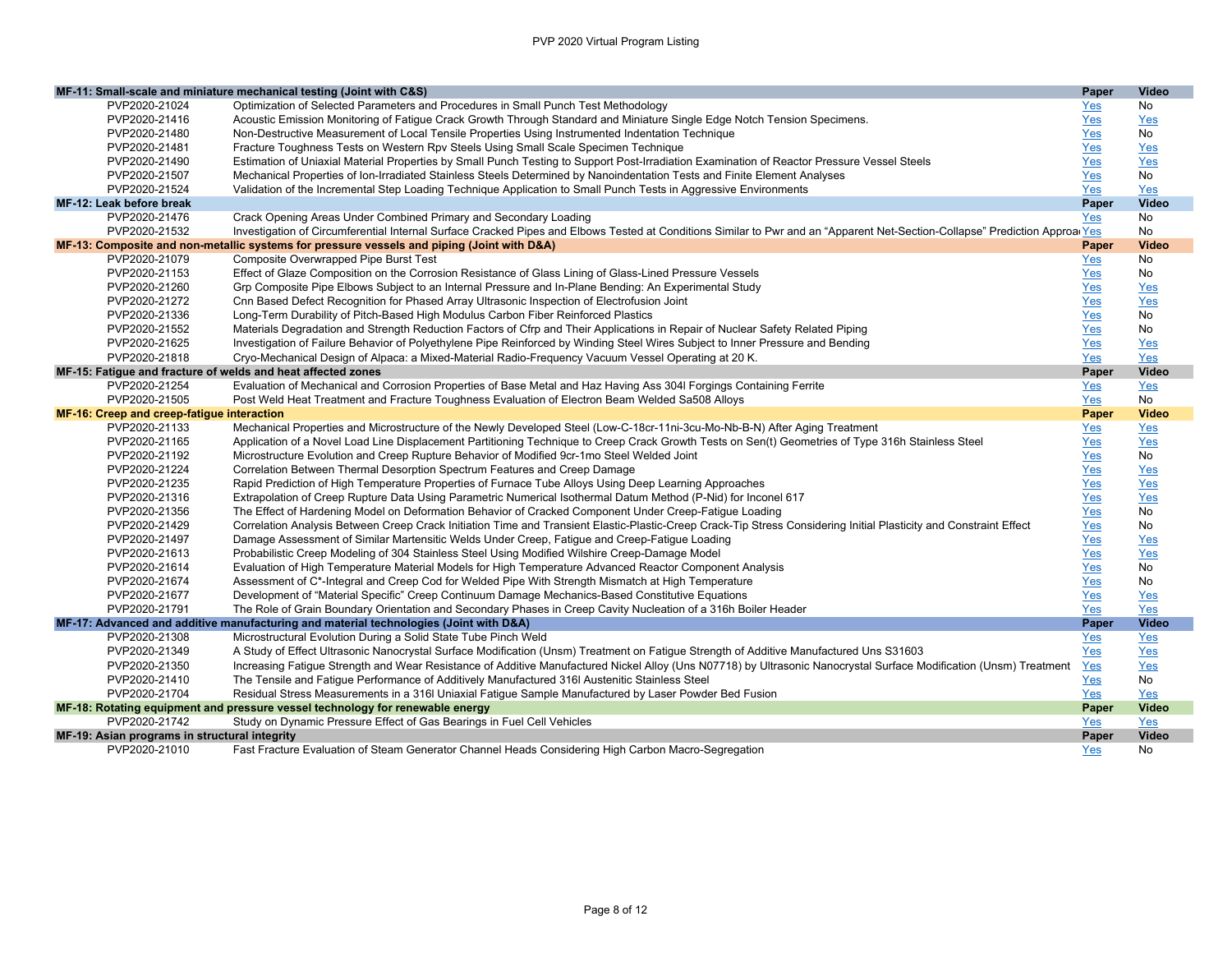| MF-11: Small-scale and miniature mechanical testing (Joint with C&S) | | Paper | Video |
|---|---|---|---|
| PVP2020-21024 | Optimization of Selected Parameters and Procedures in Small Punch Test Methodology | Yes | No |
| PVP2020-21416 | Acoustic Emission Monitoring of Fatigue Crack Growth Through Standard and Miniature Single Edge Notch Tension Specimens. | Yes | Yes |
| PVP2020-21480 | Non-Destructive Measurement of Local Tensile Properties Using Instrumented Indentation Technique | Yes | No |
| PVP2020-21481 | Fracture Toughness Tests on Western Rpv Steels Using Small Scale Specimen Technique | Yes | Yes |
| PVP2020-21490 | Estimation of Uniaxial Material Properties by Small Punch Testing to Support Post-Irradiation Examination of Reactor Pressure Vessel Steels | Yes | Yes |
| PVP2020-21507 | Mechanical Properties of Ion-Irradiated Stainless Steels Determined by Nanoindentation Tests and Finite Element Analyses | Yes | No |
| PVP2020-21524 | Validation of the Incremental Step Loading Technique Application to Small Punch Tests in Aggressive Environments | Yes | Yes |
| **MF-12: Leak before break** | | **Paper** | **Video** |
| PVP2020-21476 | Crack Opening Areas Under Combined Primary and Secondary Loading | Yes | No |
| PVP2020-21532 | Investigation of Circumferential Internal Surface Cracked Pipes and Elbows Tested at Conditions Similar to Pwr and an "Apparent Net-Section-Collapse" Prediction Approa | Yes | No |
| **MF-13: Composite and non-metallic systems for pressure vessels and piping (Joint with D&A)** | | **Paper** | **Video** |
| PVP2020-21079 | Composite Overwrapped Pipe Burst Test | Yes | No |
| PVP2020-21153 | Effect of Glaze Composition on the Corrosion Resistance of Glass Lining of Glass-Lined Pressure Vessels | Yes | No |
| PVP2020-21260 | Grp Composite Pipe Elbows Subject to an Internal Pressure and In-Plane Bending: An Experimental Study | Yes | Yes |
| PVP2020-21272 | Cnn Based Defect Recognition for Phased Array Ultrasonic Inspection of Electrofusion Joint | Yes | Yes |
| PVP2020-21336 | Long-Term Durability of Pitch-Based High Modulus Carbon Fiber Reinforced Plastics | Yes | No |
| PVP2020-21552 | Materials Degradation and Strength Reduction Factors of Cfrp and Their Applications in Repair of Nuclear Safety Related Piping | Yes | No |
| PVP2020-21625 | Investigation of Failure Behavior of Polyethylene Pipe Reinforced by Winding Steel Wires Subject to Inner Pressure and Bending | Yes | Yes |
| PVP2020-21818 | Cryo-Mechanical Design of Alpaca: a Mixed-Material Radio-Frequency Vacuum Vessel Operating at 20 K. | Yes | Yes |
| **MF-15: Fatigue and fracture of welds and heat affected zones** | | **Paper** | **Video** |
| PVP2020-21254 | Evaluation of Mechanical and Corrosion Properties of Base Metal and Haz Having Ass 304l Forgings Containing Ferrite | Yes | Yes |
| PVP2020-21505 | Post Weld Heat Treatment and Fracture Toughness Evaluation of Electron Beam Welded Sa508 Alloys | Yes | No |
| **MF-16: Creep and creep-fatigue interaction** | | **Paper** | **Video** |
| PVP2020-21133 | Mechanical Properties and Microstructure of the Newly Developed Steel (Low-C-18cr-11ni-3cu-Mo-Nb-B-N) After Aging Treatment | Yes | Yes |
| PVP2020-21165 | Application of a Novel Load Line Displacement Partitioning Technique to Creep Crack Growth Tests on Sen(t) Geometries of Type 316h Stainless Steel | Yes | Yes |
| PVP2020-21192 | Microstructure Evolution and Creep Rupture Behavior of Modified 9cr-1mo Steel Welded Joint | Yes | No |
| PVP2020-21224 | Correlation Between Thermal Desorption Spectrum Features and Creep Damage | Yes | Yes |
| PVP2020-21235 | Rapid Prediction of High Temperature Properties of Furnace Tube Alloys Using Deep Learning Approaches | Yes | Yes |
| PVP2020-21316 | Extrapolation of Creep Rupture Data Using Parametric Numerical Isothermal Datum Method (P-Nid) for Inconel 617 | Yes | Yes |
| PVP2020-21356 | The Effect of Hardening Model on Deformation Behavior of Cracked Component Under Creep-Fatigue Loading | Yes | No |
| PVP2020-21429 | Correlation Analysis Between Creep Crack Initiation Time and Transient Elastic-Plastic-Creep Crack-Tip Stress Considering Initial Plasticity and Constraint Effect | Yes | No |
| PVP2020-21497 | Damage Assessment of Similar Martensitic Welds Under Creep, Fatigue and Creep-Fatigue Loading | Yes | Yes |
| PVP2020-21613 | Probabilistic Creep Modeling of 304 Stainless Steel Using Modified Wilshire Creep-Damage Model | Yes | Yes |
| PVP2020-21614 | Evaluation of High Temperature Material Models for High Temperature Advanced Reactor Component Analysis | Yes | No |
| PVP2020-21674 | Assessment of C*-Integral and Creep Cod for Welded Pipe With Strength Mismatch at High Temperature | Yes | No |
| PVP2020-21677 | Development of "Material Specific" Creep Continuum Damage Mechanics-Based Constitutive Equations | Yes | Yes |
| PVP2020-21791 | The Role of Grain Boundary Orientation and Secondary Phases in Creep Cavity Nucleation of a 316h Boiler Header | Yes | Yes |
| **MF-17: Advanced and additive manufacturing and material technologies (Joint with D&A)** | | **Paper** | **Video** |
| PVP2020-21308 | Microstructural Evolution During a Solid State Tube Pinch Weld | Yes | Yes |
| PVP2020-21349 | A Study of Effect Ultrasonic Nanocrystal Surface Modification (Unsm) Treatment on Fatigue Strength of Additive Manufactured Uns S31603 | Yes | Yes |
| PVP2020-21350 | Increasing Fatigue Strength and Wear Resistance of Additive Manufactured Nickel Alloy (Uns N07718) by Ultrasonic Nanocrystal Surface Modification (Unsm) Treatment | Yes | Yes |
| PVP2020-21410 | The Tensile and Fatigue Performance of Additively Manufactured 316l Austenitic Stainless Steel | Yes | No |
| PVP2020-21704 | Residual Stress Measurements in a 316l Uniaxial Fatigue Sample Manufactured by Laser Powder Bed Fusion | Yes | Yes |
| **MF-18: Rotating equipment and pressure vessel technology for renewable energy** | | **Paper** | **Video** |
| PVP2020-21742 | Study on Dynamic Pressure Effect of Gas Bearings in Fuel Cell Vehicles | Yes | Yes |
| **MF-19: Asian programs in structural integrity** | | **Paper** | **Video** |
| PVP2020-21010 | Fast Fracture Evaluation of Steam Generator Channel Heads Considering High Carbon Macro-Segregation | Yes | No |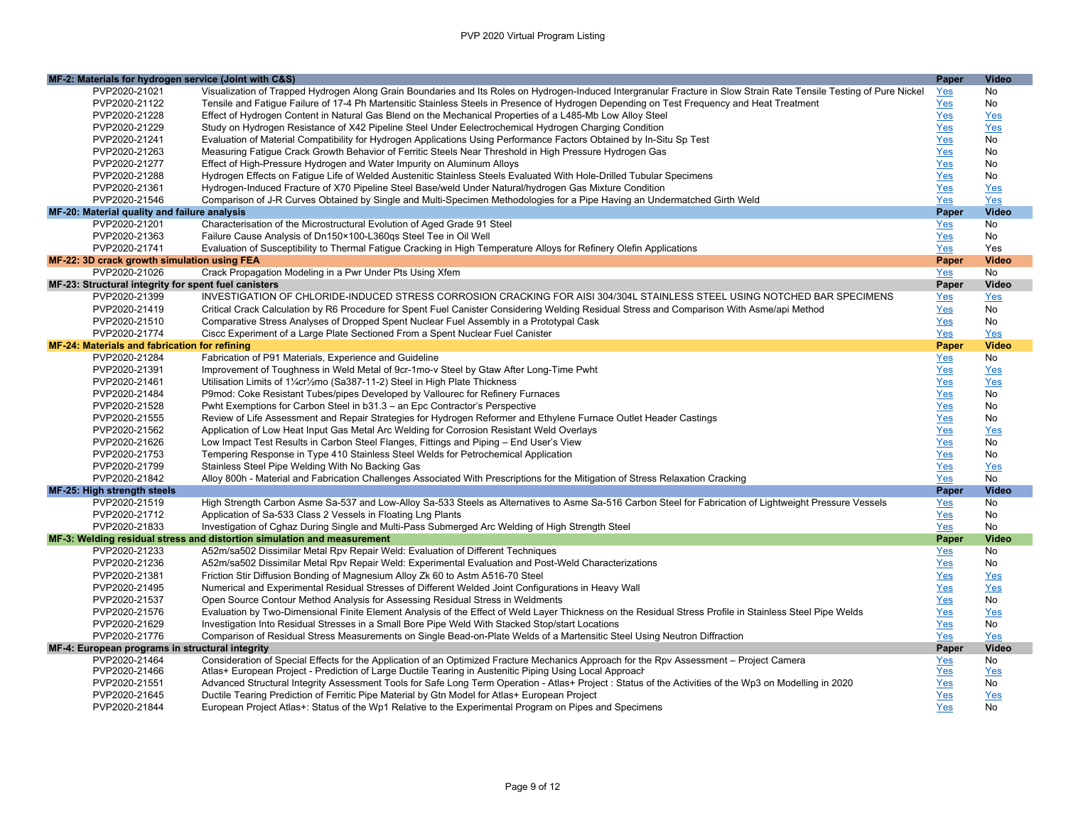| MF-2: Materials for hydrogen service (Joint with C&S) | | Paper | Video |
|---|---|---|---|
| PVP2020-21021 | Visualization of Trapped Hydrogen Along Grain Boundaries and Its Roles on Hydrogen-Induced Intergranular Fracture in Slow Strain Rate Tensile Testing of Pure Nickel | Yes | No |
| PVP2020-21122 | Tensile and Fatigue Failure of 17-4 Ph Martensitic Stainless Steels in Presence of Hydrogen Depending on Test Frequency and Heat Treatment | Yes | No |
| PVP2020-21228 | Effect of Hydrogen Content in Natural Gas Blend on the Mechanical Properties of a L485-Mb Low Alloy Steel | Yes | Yes |
| PVP2020-21229 | Study on Hydrogen Resistance of X42 Pipeline Steel Under Eelectrochemical Hydrogen Charging Condition | Yes | Yes |
| PVP2020-21241 | Evaluation of Material Compatibility for Hydrogen Applications Using Performance Factors Obtained by In-Situ Sp Test | Yes | No |
| PVP2020-21263 | Measuring Fatigue Crack Growth Behavior of Ferritic Steels Near Threshold in High Pressure Hydrogen Gas | Yes | No |
| PVP2020-21277 | Effect of High-Pressure Hydrogen and Water Impurity on Aluminum Alloys | Yes | No |
| PVP2020-21288 | Hydrogen Effects on Fatigue Life of Welded Austenitic Stainless Steels Evaluated With Hole-Drilled Tubular Specimens | Yes | No |
| PVP2020-21361 | Hydrogen-Induced Fracture of X70 Pipeline Steel Base/weld Under Natural/hydrogen Gas Mixture Condition | Yes | Yes |
| PVP2020-21546 | Comparison of J-R Curves Obtained by Single and Multi-Specimen Methodologies for a Pipe Having an Undermatched Girth Weld | Yes | Yes |
| **MF-20: Material quality and failure analysis** | | **Paper** | **Video** |
| PVP2020-21201 | Characterisation of the Microstructural Evolution of Aged Grade 91 Steel | Yes | No |
| PVP2020-21363 | Failure Cause Analysis of Dn150×100-L360qs Steel Tee in Oil Well | Yes | No |
| PVP2020-21741 | Evaluation of Susceptibility to Thermal Fatigue Cracking in High Temperature Alloys for Refinery Olefin Applications | Yes | Yes |
| **MF-22: 3D crack growth simulation using FEA** | | **Paper** | **Video** |
| PVP2020-21026 | Crack Propagation Modeling in a Pwr Under Pts Using Xfem | Yes | No |
| **MF-23: Structural integrity for spent fuel canisters** | | **Paper** | **Video** |
| PVP2020-21399 | INVESTIGATION OF CHLORIDE-INDUCED STRESS CORROSION CRACKING FOR AISI 304/304L STAINLESS STEEL USING NOTCHED BAR SPECIMENS | Yes | Yes |
| PVP2020-21419 | Critical Crack Calculation by R6 Procedure for Spent Fuel Canister Considering Welding Residual Stress and Comparison With Asme/api Method | Yes | No |
| PVP2020-21510 | Comparative Stress Analyses of Dropped Spent Nuclear Fuel Assembly in a Prototypal Cask | Yes | No |
| PVP2020-21774 | Ciscc Experiment of a Large Plate Sectioned From a Spent Nuclear Fuel Canister | Yes | Yes |
| **MF-24: Materials and fabrication for refining** | | **Paper** | **Video** |
| PVP2020-21284 | Fabrication of P91 Materials, Experience and Guideline | Yes | No |
| PVP2020-21391 | Improvement of Toughness in Weld Metal of 9cr-1mo-v Steel by Gtaw After Long-Time Pwht | Yes | Yes |
| PVP2020-21461 | Utilisation Limits of 1¼cr½mo (Sa387-11-2) Steel in High Plate Thickness | Yes | Yes |
| PVP2020-21484 | P9mod: Coke Resistant Tubes/pipes Developed by Vallourec for Refinery Furnaces | Yes | No |
| PVP2020-21528 | Pwht Exemptions for Carbon Steel in b31.3 – an Epc Contractor's Perspective | Yes | No |
| PVP2020-21555 | Review of Life Assessment and Repair Strategies for Hydrogen Reformer and Ethylene Furnace Outlet Header Castings | Yes | No |
| PVP2020-21562 | Application of Low Heat Input Gas Metal Arc Welding for Corrosion Resistant Weld Overlays | Yes | Yes |
| PVP2020-21626 | Low Impact Test Results in Carbon Steel Flanges, Fittings and Piping – End User's View | Yes | No |
| PVP2020-21753 | Tempering Response in Type 410 Stainless Steel Welds for Petrochemical Application | Yes | No |
| PVP2020-21799 | Stainless Steel Pipe Welding With No Backing Gas | Yes | Yes |
| PVP2020-21842 | Alloy 800h - Material and Fabrication Challenges Associated With Prescriptions for the Mitigation of Stress Relaxation Cracking | Yes | No |
| **MF-25: High strength steels** | | **Paper** | **Video** |
| PVP2020-21519 | High Strength Carbon Asme Sa-537 and Low-Alloy Sa-533 Steels as Alternatives to Asme Sa-516 Carbon Steel for Fabrication of Lightweight Pressure Vessels | Yes | No |
| PVP2020-21712 | Application of Sa-533 Class 2 Vessels in Floating Lng Plants | Yes | No |
| PVP2020-21833 | Investigation of Cghaz During Single and Multi-Pass Submerged Arc Welding of High Strength Steel | Yes | No |
| **MF-3: Welding residual stress and distortion simulation and measurement** | | **Paper** | **Video** |
| PVP2020-21233 | A52m/sa502 Dissimilar Metal Rpv Repair Weld: Evaluation of Different Techniques | Yes | No |
| PVP2020-21236 | A52m/sa502 Dissimilar Metal Rpv Repair Weld: Experimental Evaluation and Post-Weld Characterizations | Yes | No |
| PVP2020-21381 | Friction Stir Diffusion Bonding of Magnesium Alloy Zk 60 to Astm A516-70 Steel | Yes | Yes |
| PVP2020-21495 | Numerical and Experimental Residual Stresses of Different Welded Joint Configurations in Heavy Wall | Yes | Yes |
| PVP2020-21537 | Open Source Contour Method Analysis for Assessing Residual Stress in Weldments | Yes | No |
| PVP2020-21576 | Evaluation by Two-Dimensional Finite Element Analysis of the Effect of Weld Layer Thickness on the Residual Stress Profile in Stainless Steel Pipe Welds | Yes | Yes |
| PVP2020-21629 | Investigation Into Residual Stresses in a Small Bore Pipe Weld With Stacked Stop/start Locations | Yes | No |
| PVP2020-21776 | Comparison of Residual Stress Measurements on Single Bead-on-Plate Welds of a Martensitic Steel Using Neutron Diffraction | Yes | Yes |
| **MF-4: European programs in structural integrity** | | **Paper** | **Video** |
| PVP2020-21464 | Consideration of Special Effects for the Application of an Optimized Fracture Mechanics Approach for the Rpv Assessment – Project Camera | Yes | No |
| PVP2020-21466 | Atlas+ European Project - Prediction of Large Ductile Tearing in Austenitic Piping Using Local Approach | Yes | Yes |
| PVP2020-21551 | Advanced Structural Integrity Assessment Tools for Safe Long Term Operation - Atlas+ Project : Status of the Activities of the Wp3 on Modelling in 2020 | Yes | No |
| PVP2020-21645 | Ductile Tearing Prediction of Ferritic Pipe Material by Gtn Model for Atlas+ European Project | Yes | Yes |
| PVP2020-21844 | European Project Atlas+: Status of the Wp1 Relative to the Experimental Program on Pipes and Specimens | Yes | No |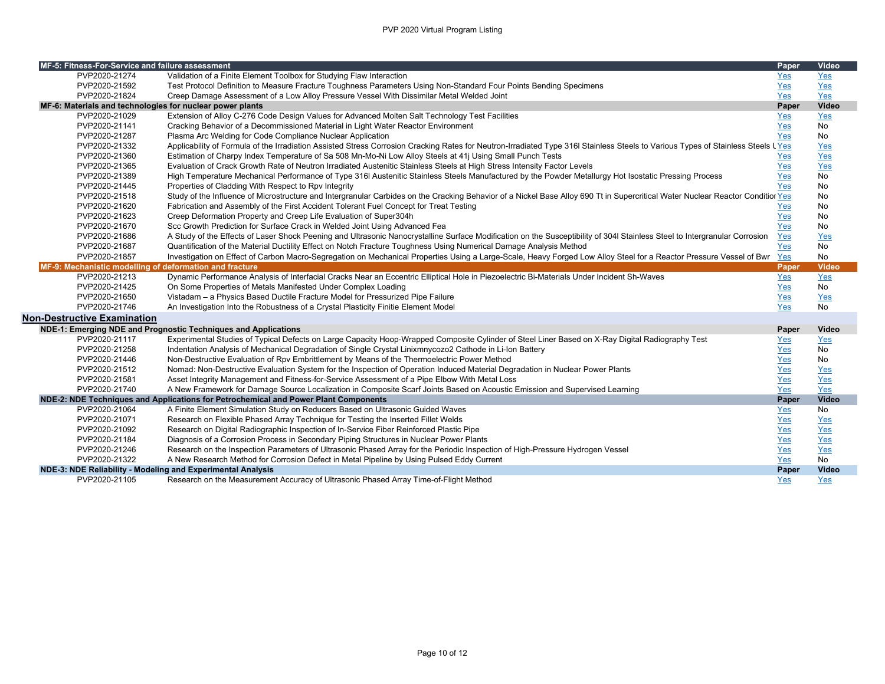| MF-5: Fitness-For-Service and failure assessment | | Paper | Video |
|---|---|---|---|
| PVP2020-21274 | Validation of a Finite Element Toolbox for Studying Flaw Interaction | Yes | Yes |
| PVP2020-21592 | Test Protocol Definition to Measure Fracture Toughness Parameters Using Non-Standard Four Points Bending Specimens | Yes | Yes |
| PVP2020-21824 | Creep Damage Assessment of a Low Alloy Pressure Vessel With Dissimilar Metal Welded Joint | Yes | Yes |

| MF-6: Materials and technologies for nuclear power plants | | Paper | Video |
|---|---|---|---|
| PVP2020-21029 | Extension of Alloy C-276 Code Design Values for Advanced Molten Salt Technology Test Facilities | Yes | Yes |
| PVP2020-21141 | Cracking Behavior of a Decommissioned Material in Light Water Reactor Environment | Yes | No |
| PVP2020-21287 | Plasma Arc Welding for Code Compliance Nuclear Application | Yes | No |
| PVP2020-21332 | Applicability of Formula of the Irradiation Assisted Stress Corrosion Cracking Rates for Neutron-Irradiated Type 316l Stainless Steels to Various Types of Stainless Steels U | Yes | Yes |
| PVP2020-21360 | Estimation of Charpy Index Temperature of Sa 508 Mn-Mo-Ni Low Alloy Steels at 41j Using Small Punch Tests | Yes | Yes |
| PVP2020-21365 | Evaluation of Crack Growth Rate of Neutron Irradiated Austenitic Stainless Steels at High Stress Intensity Factor Levels | Yes | Yes |
| PVP2020-21389 | High Temperature Mechanical Performance of Type 316l Austenitic Stainless Steels Manufactured by the Powder Metallurgy Hot Isostatic Pressing Process | Yes | No |
| PVP2020-21445 | Properties of Cladding With Respect to Rpv Integrity | Yes | No |
| PVP2020-21518 | Study of the Influence of Microstructure and Intergranular Carbides on the Cracking Behavior of a Nickel Base Alloy 690 Tt in Supercritical Water Nuclear Reactor Conditior | Yes | No |
| PVP2020-21620 | Fabrication and Assembly of the First Accident Tolerant Fuel Concept for Treat Testing | Yes | No |
| PVP2020-21623 | Creep Deformation Property and Creep Life Evaluation of Super304h | Yes | No |
| PVP2020-21670 | Scc Growth Prediction for Surface Crack in Welded Joint Using Advanced Fea | Yes | No |
| PVP2020-21686 | A Study of the Effects of Laser Shock Peening and Ultrasonic Nanocrystalline Surface Modification on the Susceptibility of 304l Stainless Steel to Intergranular Corrosion | Yes | Yes |
| PVP2020-21687 | Quantification of the Material Ductility Effect on Notch Fracture Toughness Using Numerical Damage Analysis Method | Yes | No |
| PVP2020-21857 | Investigation on Effect of Carbon Macro-Segregation on Mechanical Properties Using a Large-Scale, Heavy Forged Low Alloy Steel for a Reactor Pressure Vessel of Bwr | Yes | No |

| MF-9: Mechanistic modelling of deformation and fracture | | Paper | Video |
|---|---|---|---|
| PVP2020-21213 | Dynamic Performance Analysis of Interfacial Cracks Near an Eccentric Elliptical Hole in Piezoelectric Bi-Materials Under Incident Sh-Waves | Yes | Yes |
| PVP2020-21425 | On Some Properties of Metals Manifested Under Complex Loading | Yes | No |
| PVP2020-21650 | Vistadam – a Physics Based Ductile Fracture Model for Pressurized Pipe Failure | Yes | Yes |
| PVP2020-21746 | An Investigation Into the Robustness of a Crystal Plasticity Finitie Element Model | Yes | No |

## Non-Destructive Examination

| NDE-1: Emerging NDE and Prognostic Techniques and Applications | | Paper | Video |
|---|---|---|---|
| PVP2020-21117 | Experimental Studies of Typical Defects on Large Capacity Hoop-Wrapped Composite Cylinder of Steel Liner Based on X-Ray Digital Radiography Test | Yes | Yes |
| PVP2020-21258 | Indentation Analysis of Mechanical Degradation of Single Crystal Linixmnycozo2 Cathode in Li-Ion Battery | Yes | No |
| PVP2020-21446 | Non-Destructive Evaluation of Rpv Embrittlement by Means of the Thermoelectric Power Method | Yes | No |
| PVP2020-21512 | Nomad: Non-Destructive Evaluation System for the Inspection of Operation Induced Material Degradation in Nuclear Power Plants | Yes | Yes |
| PVP2020-21581 | Asset Integrity Management and Fitness-for-Service Assessment of a Pipe Elbow With Metal Loss | Yes | Yes |
| PVP2020-21740 | A New Framework for Damage Source Localization in Composite Scarf Joints Based on Acoustic Emission and Supervised Learning | Yes | Yes |

| NDE-2: NDE Techniques and Applications for Petrochemical and Power Plant Components | | Paper | Video |
|---|---|---|---|
| PVP2020-21064 | A Finite Element Simulation Study on Reducers Based on Ultrasonic Guided Waves | Yes | No |
| PVP2020-21071 | Research on Flexible Phased Array Technique for Testing the Inserted Fillet Welds | Yes | Yes |
| PVP2020-21092 | Research on Digital Radiographic Inspection of In-Service Fiber Reinforced Plastic Pipe | Yes | Yes |
| PVP2020-21184 | Diagnosis of a Corrosion Process in Secondary Piping Structures in Nuclear Power Plants | Yes | Yes |
| PVP2020-21246 | Research on the Inspection Parameters of Ultrasonic Phased Array for the Periodic Inspection of High-Pressure Hydrogen Vessel | Yes | Yes |
| PVP2020-21322 | A New Research Method for Corrosion Defect in Metal Pipeline by Using Pulsed Eddy Current | Yes | No |

| NDE-3: NDE Reliability - Modeling and Experimental Analysis | | Paper | Video |
|---|---|---|---|
| PVP2020-21105 | Research on the Measurement Accuracy of Ultrasonic Phased Array Time-of-Flight Method | Yes | Yes |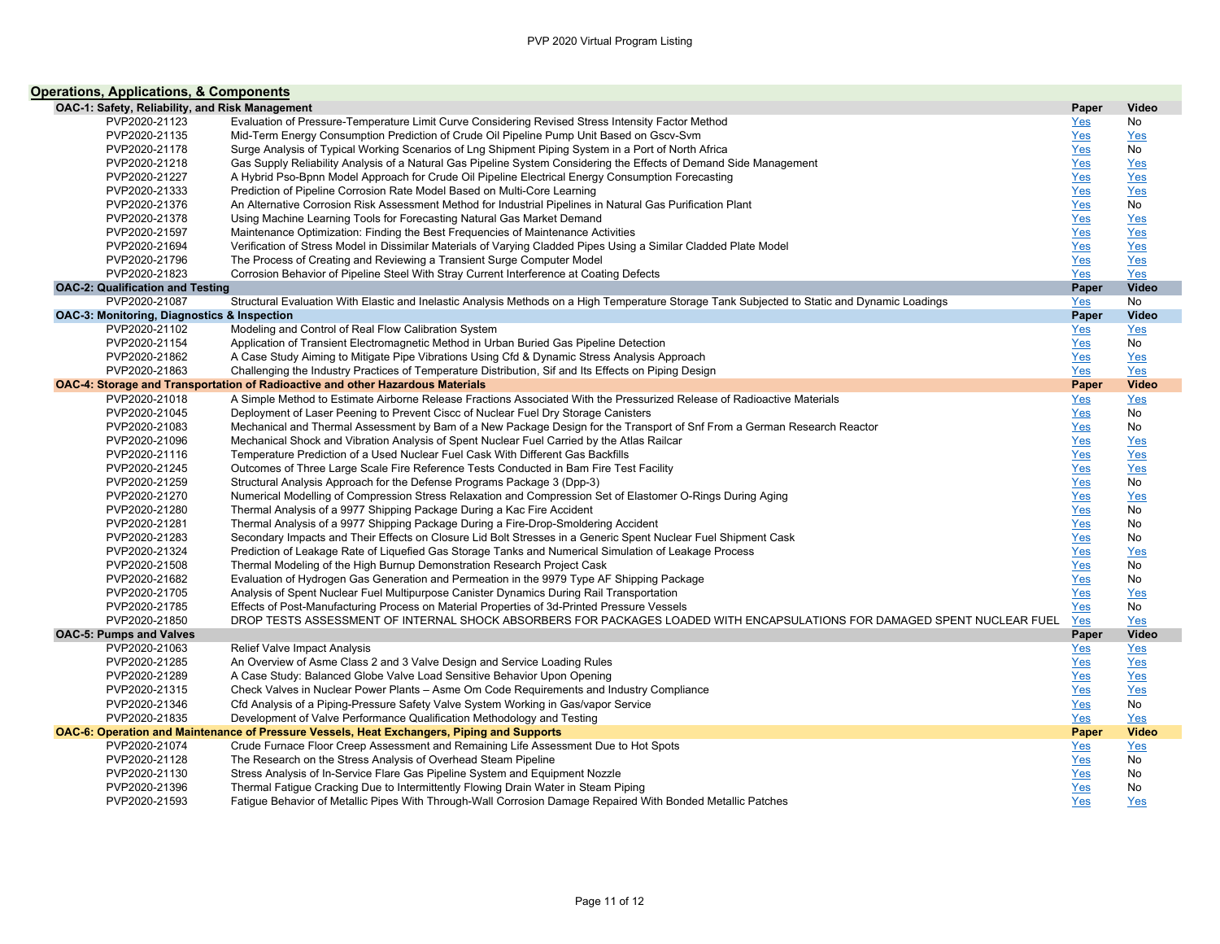## Operations, Applications, & Components

### OAC-1: Safety, Reliability, and Risk Management

| ID | Title | Paper | Video |
|---|---|---|---|
| PVP2020-21123 | Evaluation of Pressure-Temperature Limit Curve Considering Revised Stress Intensity Factor Method | Yes | No |
| PVP2020-21135 | Mid-Term Energy Consumption Prediction of Crude Oil Pipeline Pump Unit Based on Gscv-Svm | Yes | Yes |
| PVP2020-21178 | Surge Analysis of Typical Working Scenarios of Lng Shipment Piping System in a Port of North Africa | Yes | No |
| PVP2020-21218 | Gas Supply Reliability Analysis of a Natural Gas Pipeline System Considering the Effects of Demand Side Management | Yes | Yes |
| PVP2020-21227 | A Hybrid Pso-Bpnn Model Approach for Crude Oil Pipeline Electrical Energy Consumption Forecasting | Yes | Yes |
| PVP2020-21333 | Prediction of Pipeline Corrosion Rate Model Based on Multi-Core Learning | Yes | Yes |
| PVP2020-21376 | An Alternative Corrosion Risk Assessment Method for Industrial Pipelines in Natural Gas Purification Plant | Yes | No |
| PVP2020-21378 | Using Machine Learning Tools for Forecasting Natural Gas Market Demand | Yes | Yes |
| PVP2020-21597 | Maintenance Optimization: Finding the Best Frequencies of Maintenance Activities | Yes | Yes |
| PVP2020-21694 | Verification of Stress Model in Dissimilar Materials of Varying Cladded Pipes Using a Similar Cladded Plate Model | Yes | Yes |
| PVP2020-21796 | The Process of Creating and Reviewing a Transient Surge Computer Model | Yes | Yes |
| PVP2020-21823 | Corrosion Behavior of Pipeline Steel With Stray Current Interference at Coating Defects | Yes | Yes |

### OAC-2: Qualification and Testing

| ID | Title | Paper | Video |
|---|---|---|---|
| PVP2020-21087 | Structural Evaluation With Elastic and Inelastic Analysis Methods on a High Temperature Storage Tank Subjected to Static and Dynamic Loadings | Yes | No |

### OAC-3: Monitoring, Diagnostics & Inspection

| ID | Title | Paper | Video |
|---|---|---|---|
| PVP2020-21102 | Modeling and Control of Real Flow Calibration System | Yes | Yes |
| PVP2020-21154 | Application of Transient Electromagnetic Method in Urban Buried Gas Pipeline Detection | Yes | No |
| PVP2020-21862 | A Case Study Aiming to Mitigate Pipe Vibrations Using Cfd & Dynamic Stress Analysis Approach | Yes | Yes |
| PVP2020-21863 | Challenging the Industry Practices of Temperature Distribution, Sif and Its Effects on Piping Design | Yes | Yes |

### OAC-4: Storage and Transportation of Radioactive and other Hazardous Materials

| ID | Title | Paper | Video |
|---|---|---|---|
| PVP2020-21018 | A Simple Method to Estimate Airborne Release Fractions Associated With the Pressurized Release of Radioactive Materials | Yes | Yes |
| PVP2020-21045 | Deployment of Laser Peening to Prevent Ciscc of Nuclear Fuel Dry Storage Canisters | Yes | No |
| PVP2020-21083 | Mechanical and Thermal Assessment by Bam of a New Package Design for the Transport of Snf From a German Research Reactor | Yes | No |
| PVP2020-21096 | Mechanical Shock and Vibration Analysis of Spent Nuclear Fuel Carried by the Atlas Railcar | Yes | Yes |
| PVP2020-21116 | Temperature Prediction of a Used Nuclear Fuel Cask With Different Gas Backfills | Yes | Yes |
| PVP2020-21245 | Outcomes of Three Large Scale Fire Reference Tests Conducted in Bam Fire Test Facility | Yes | Yes |
| PVP2020-21259 | Structural Analysis Approach for the Defense Programs Package 3 (Dpp-3) | Yes | No |
| PVP2020-21270 | Numerical Modelling of Compression Stress Relaxation and Compression Set of Elastomer O-Rings During Aging | Yes | Yes |
| PVP2020-21280 | Thermal Analysis of a 9977 Shipping Package During a Kac Fire Accident | Yes | No |
| PVP2020-21281 | Thermal Analysis of a 9977 Shipping Package During a Fire-Drop-Smoldering Accident | Yes | No |
| PVP2020-21283 | Secondary Impacts and Their Effects on Closure Lid Bolt Stresses in a Generic Spent Nuclear Fuel Shipment Cask | Yes | No |
| PVP2020-21324 | Prediction of Leakage Rate of Liquefied Gas Storage Tanks and Numerical Simulation of Leakage Process | Yes | Yes |
| PVP2020-21508 | Thermal Modeling of the High Burnup Demonstration Research Project Cask | Yes | No |
| PVP2020-21682 | Evaluation of Hydrogen Gas Generation and Permeation in the 9979 Type AF Shipping Package | Yes | No |
| PVP2020-21705 | Analysis of Spent Nuclear Fuel Multipurpose Canister Dynamics During Rail Transportation | Yes | Yes |
| PVP2020-21785 | Effects of Post-Manufacturing Process on Material Properties of 3d-Printed Pressure Vessels | Yes | No |
| PVP2020-21850 | DROP TESTS ASSESSMENT OF INTERNAL SHOCK ABSORBERS FOR PACKAGES LOADED WITH ENCAPSULATIONS FOR DAMAGED SPENT NUCLEAR FUEL | Yes | Yes |

### OAC-5: Pumps and Valves

| ID | Title | Paper | Video |
|---|---|---|---|
| PVP2020-21063 | Relief Valve Impact Analysis | Yes | Yes |
| PVP2020-21285 | An Overview of Asme Class 2 and 3 Valve Design and Service Loading Rules | Yes | Yes |
| PVP2020-21289 | A Case Study: Balanced Globe Valve Load Sensitive Behavior Upon Opening | Yes | Yes |
| PVP2020-21315 | Check Valves in Nuclear Power Plants – Asme OM Code Requirements and Industry Compliance | Yes | Yes |
| PVP2020-21346 | Cfd Analysis of a Piping-Pressure Safety Valve System Working in Gas/vapor Service | Yes | No |
| PVP2020-21835 | Development of Valve Performance Qualification Methodology and Testing | Yes | Yes |

### OAC-6: Operation and Maintenance of Pressure Vessels, Heat Exchangers, Piping and Supports

| ID | Title | Paper | Video |
|---|---|---|---|
| PVP2020-21074 | Crude Furnace Floor Creep Assessment and Remaining Life Assessment Due to Hot Spots | Yes | Yes |
| PVP2020-21128 | The Research on the Stress Analysis of Overhead Steam Pipeline | Yes | No |
| PVP2020-21130 | Stress Analysis of In-Service Flare Gas Pipeline System and Equipment Nozzle | Yes | No |
| PVP2020-21396 | Thermal Fatigue Cracking Due to Intermittently Flowing Drain Water in Steam Piping | Yes | No |
| PVP2020-21593 | Fatigue Behavior of Metallic Pipes With Through-Wall Corrosion Damage Repaired With Bonded Metallic Patches | Yes | Yes |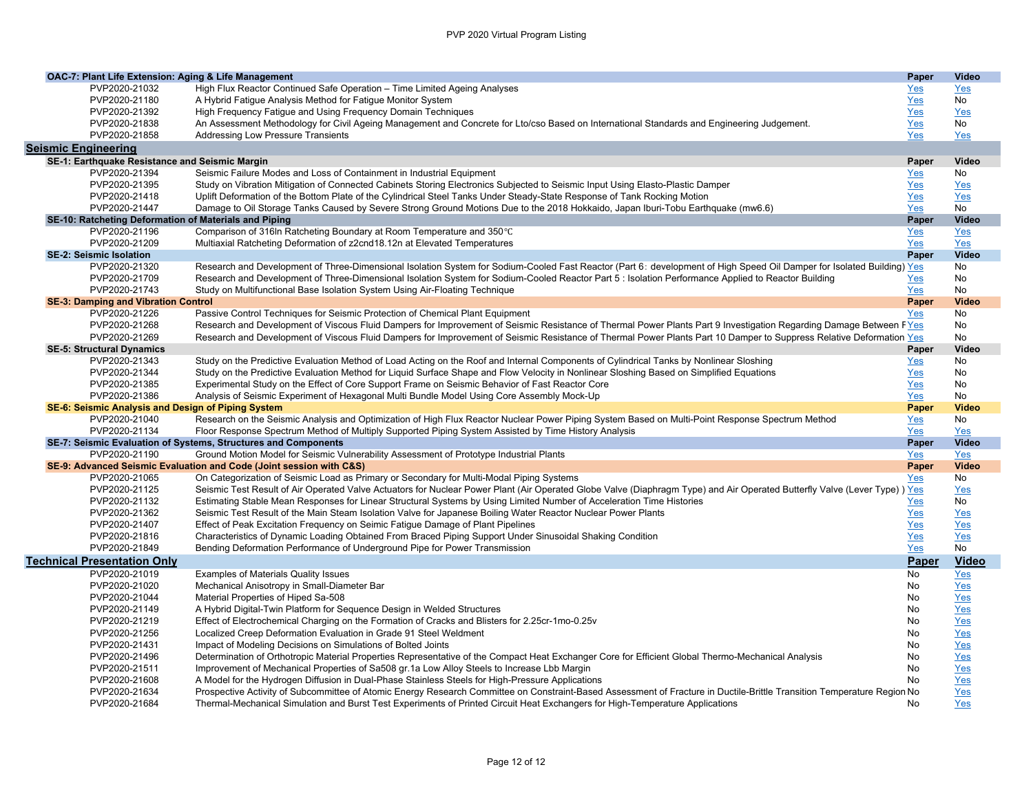| OAC-7: Plant Life Extension: Aging & Life Management | | Paper | Video |
|---|---|---|---|
| PVP2020-21032 | High Flux Reactor Continued Safe Operation – Time Limited Ageing Analyses | Yes | Yes |
| PVP2020-21180 | A Hybrid Fatigue Analysis Method for Fatigue Monitor System | Yes | No |
| PVP2020-21392 | High Frequency Fatigue and Using Frequency Domain Techniques | Yes | Yes |
| PVP2020-21838 | An Assessment Methodology for Civil Ageing Management and Concrete for Lto/cso Based on International Standards and Engineering Judgement. | Yes | No |
| PVP2020-21858 | Addressing Low Pressure Transients | Yes | Yes |

## Seismic Engineering

| SE-1: Earthquake Resistance and Seismic Margin | | Paper | Video |
|---|---|---|---|
| PVP2020-21394 | Seismic Failure Modes and Loss of Containment in Industrial Equipment | Yes | No |
| PVP2020-21395 | Study on Vibration Mitigation of Connected Cabinets Storing Electronics Subjected to Seismic Input Using Elasto-Plastic Damper | Yes | Yes |
| PVP2020-21418 | Uplift Deformation of the Bottom Plate of the Cylindrical Steel Tanks Under Steady-State Response of Tank Rocking Motion | Yes | Yes |
| PVP2020-21447 | Damage to Oil Storage Tanks Caused by Severe Strong Ground Motions Due to the 2018 Hokkaido, Japan Iburi-Tobu Earthquake (mw6.6) | Yes | No |
| **SE-10: Ratcheting Deformation of Materials and Piping** | | **Paper** | **Video** |
| PVP2020-21196 | Comparison of 316ln Ratcheting Boundary at Room Temperature and 350℃ | Yes | Yes |
| PVP2020-21209 | Multiaxial Ratcheting Deformation of z2cnd18.12n at Elevated Temperatures | Yes | Yes |
| **SE-2: Seismic Isolation** | | **Paper** | **Video** |
| PVP2020-21320 | Research and Development of Three-Dimensional Isolation System for Sodium-Cooled Fast Reactor (Part 6: development of High Speed Oil Damper for Isolated Building) | Yes | No |
| PVP2020-21709 | Research and Development of Three-Dimensional Isolation System for Sodium-Cooled Reactor Part 5 : Isolation Performance Applied to Reactor Building | Yes | No |
| PVP2020-21743 | Study on Multifunctional Base Isolation System Using Air-Floating Technique | Yes | No |
| **SE-3: Damping and Vibration Control** | | **Paper** | **Video** |
| PVP2020-21226 | Passive Control Techniques for Seismic Protection of Chemical Plant Equipment | Yes | No |
| PVP2020-21268 | Research and Development of Viscous Fluid Dampers for Improvement of Seismic Resistance of Thermal Power Plants Part 9 Investigation Regarding Damage Between F | Yes | No |
| PVP2020-21269 | Research and Development of Viscous Fluid Dampers for Improvement of Seismic Resistance of Thermal Power Plants Part 10 Damper to Suppress Relative Deformation | Yes | No |
| **SE-5: Structural Dynamics** | | **Paper** | **Video** |
| PVP2020-21343 | Study on the Predictive Evaluation Method of Load Acting on the Roof and Internal Components of Cylindrical Tanks by Nonlinear Sloshing | Yes | No |
| PVP2020-21344 | Study on the Predictive Evaluation Method for Liquid Surface Shape and Flow Velocity in Nonlinear Sloshing Based on Simplified Equations | Yes | No |
| PVP2020-21385 | Experimental Study on the Effect of Core Support Frame on Seismic Behavior of Fast Reactor Core | Yes | No |
| PVP2020-21386 | Analysis of Seismic Experiment of Hexagonal Multi Bundle Model Using Core Assembly Mock-Up | Yes | No |
| **SE-6: Seismic Analysis and Design of Piping System** | | **Paper** | **Video** |
| PVP2020-21040 | Research on the Seismic Analysis and Optimization of High Flux Reactor Nuclear Power Piping System Based on Multi-Point Response Spectrum Method | Yes | No |
| PVP2020-21134 | Floor Response Spectrum Method of Multiply Supported Piping System Assisted by Time History Analysis | Yes | Yes |
| **SE-7: Seismic Evaluation of Systems, Structures and Components** | | **Paper** | **Video** |
| PVP2020-21190 | Ground Motion Model for Seismic Vulnerability Assessment of Prototype Industrial Plants | Yes | Yes |
| **SE-9: Advanced Seismic Evaluation and Code (Joint session with C&S)** | | **Paper** | **Video** |
| PVP2020-21065 | On Categorization of Seismic Load as Primary or Secondary for Multi-Modal Piping Systems | Yes | No |
| PVP2020-21125 | Seismic Test Result of Air Operated Valve Actuators for Nuclear Power Plant (Air Operated Globe Valve (Diaphragm Type) and Air Operated Butterfly Valve (Lever Type) ) | Yes | Yes |
| PVP2020-21132 | Estimating Stable Mean Responses for Linear Structural Systems by Using Limited Number of Acceleration Time Histories | Yes | No |
| PVP2020-21362 | Seismic Test Result of the Main Steam Isolation Valve for Japanese Boiling Water Reactor Nuclear Power Plants | Yes | Yes |
| PVP2020-21407 | Effect of Peak Excitation Frequency on Seimic Fatigue Damage of Plant Pipelines | Yes | Yes |
| PVP2020-21816 | Characteristics of Dynamic Loading Obtained From Braced Piping Support Under Sinusoidal Shaking Condition | Yes | Yes |
| PVP2020-21849 | Bending Deformation Performance of Underground Pipe for Power Transmission | Yes | No |

## Technical Presentation Only

| | | Paper | Video |
|---|---|---|---|
| PVP2020-21019 | Examples of Materials Quality Issues | No | Yes |
| PVP2020-21020 | Mechanical Anisotropy in Small-Diameter Bar | No | Yes |
| PVP2020-21044 | Material Properties of Hiped Sa-508 | No | Yes |
| PVP2020-21149 | A Hybrid Digital-Twin Platform for Sequence Design in Welded Structures | No | Yes |
| PVP2020-21219 | Effect of Electrochemical Charging on the Formation of Cracks and Blisters for 2.25cr-1mo-0.25v | No | Yes |
| PVP2020-21256 | Localized Creep Deformation Evaluation in Grade 91 Steel Weldment | No | Yes |
| PVP2020-21431 | Impact of Modeling Decisions on Simulations of Bolted Joints | No | Yes |
| PVP2020-21496 | Determination of Orthotropic Material Properties Representative of the Compact Heat Exchanger Core for Efficient Global Thermo-Mechanical Analysis | No | Yes |
| PVP2020-21511 | Improvement of Mechanical Properties of Sa508 gr.1a Low Alloy Steels to Increase Lbb Margin | No | Yes |
| PVP2020-21608 | A Model for the Hydrogen Diffusion in Dual-Phase Stainless Steels for High-Pressure Applications | No | Yes |
| PVP2020-21634 | Prospective Activity of Subcommittee of Atomic Energy Research Committee on Constraint-Based Assessment of Fracture in Ductile-Brittle Transition Temperature Region | No | Yes |
| PVP2020-21684 | Thermal-Mechanical Simulation and Burst Test Experiments of Printed Circuit Heat Exchangers for High-Temperature Applications | No | Yes |